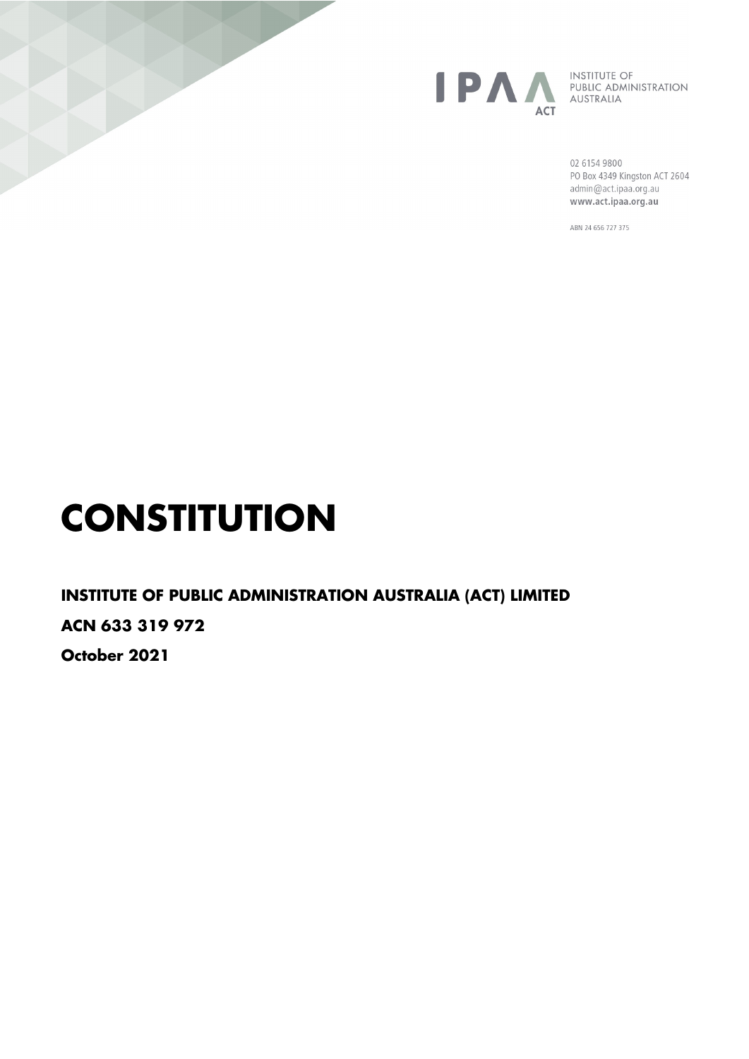INSTITUTE OF PUBLIC ADMINISTRATION AUSTRALIA

ACT

02 6154 9800
PO Box 4349 Kingston ACT 2604
admin@act.ipaa.org.au
www.act.ipaa.org.au

ABN 24 656 727 375

# CONSTITUTION

## INSTITUTE OF PUBLIC ADMINISTRATION AUSTRALIA (ACT) LIMITED

**ACN 633 319 972**

**October 2021**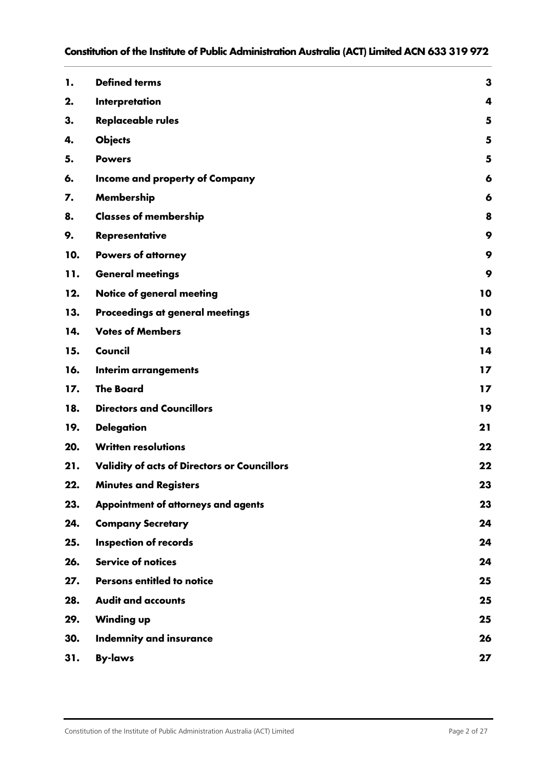| | | |
|---|---|---|
| **1.** | **Defined terms** | **3** |
| **2.** | **Interpretation** | **4** |
| **3.** | **Replaceable rules** | **5** |
| **4.** | **Objects** | **5** |
| **5.** | **Powers** | **5** |
| **6.** | **Income and property of Company** | **6** |
| **7.** | **Membership** | **6** |
| **8.** | **Classes of membership** | **8** |
| **9.** | **Representative** | **9** |
| **10.** | **Powers of attorney** | **9** |
| **11.** | **General meetings** | **9** |
| **12.** | **Notice of general meeting** | **10** |
| **13.** | **Proceedings at general meetings** | **10** |
| **14.** | **Votes of Members** | **13** |
| **15.** | **Council** | **14** |
| **16.** | **Interim arrangements** | **17** |
| **17.** | **The Board** | **17** |
| **18.** | **Directors and Councillors** | **19** |
| **19.** | **Delegation** | **21** |
| **20.** | **Written resolutions** | **22** |
| **21.** | **Validity of acts of Directors or Councillors** | **22** |
| **22.** | **Minutes and Registers** | **23** |
| **23.** | **Appointment of attorneys and agents** | **23** |
| **24.** | **Company Secretary** | **24** |
| **25.** | **Inspection of records** | **24** |
| **26.** | **Service of notices** | **24** |
| **27.** | **Persons entitled to notice** | **25** |
| **28.** | **Audit and accounts** | **25** |
| **29.** | **Winding up** | **25** |
| **30.** | **Indemnity and insurance** | **26** |
| **31.** | **By-laws** | **27** |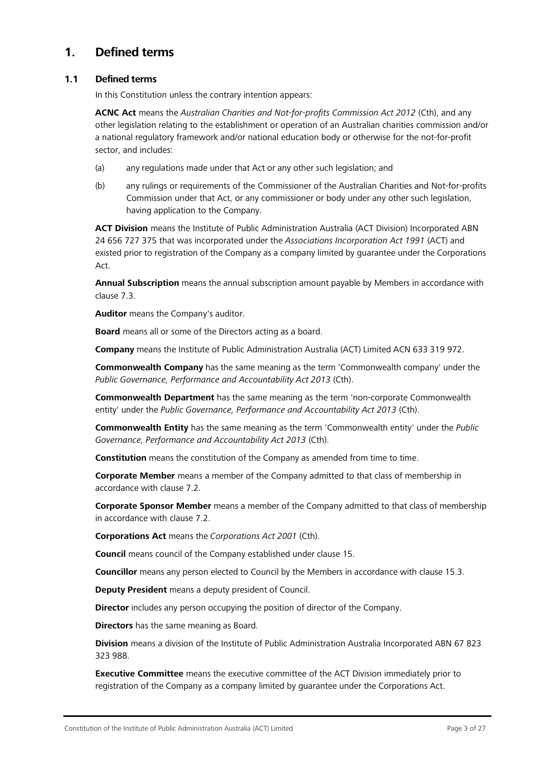# 1. Defined terms

## 1.1 Defined terms

In this Constitution unless the contrary intention appears:

**ACNC Act** means the *Australian Charities and Not-for-profits Commission Act 2012* (Cth), and any other legislation relating to the establishment or operation of an Australian charities commission and/or a national regulatory framework and/or national education body or otherwise for the not-for-profit sector, and includes:

(a) any regulations made under that Act or any other such legislation; and

(b) any rulings or requirements of the Commissioner of the Australian Charities and Not-for-profits Commission under that Act, or any commissioner or body under any other such legislation, having application to the Company.

**ACT Division** means the Institute of Public Administration Australia (ACT Division) Incorporated ABN 24 656 727 375 that was incorporated under the *Associations Incorporation Act 1991* (ACT) and existed prior to registration of the Company as a company limited by guarantee under the Corporations Act.

**Annual Subscription** means the annual subscription amount payable by Members in accordance with clause 7.3.

**Auditor** means the Company's auditor.

**Board** means all or some of the Directors acting as a board.

**Company** means the Institute of Public Administration Australia (ACT) Limited ACN 633 319 972.

**Commonwealth Company** has the same meaning as the term 'Commonwealth company' under the *Public Governance, Performance and Accountability Act 2013* (Cth).

**Commonwealth Department** has the same meaning as the term 'non-corporate Commonwealth entity' under the *Public Governance, Performance and Accountability Act 2013* (Cth).

**Commonwealth Entity** has the same meaning as the term 'Commonwealth entity' under the *Public Governance, Performance and Accountability Act 2013* (Cth).

**Constitution** means the constitution of the Company as amended from time to time.

**Corporate Member** means a member of the Company admitted to that class of membership in accordance with clause 7.2.

**Corporate Sponsor Member** means a member of the Company admitted to that class of membership in accordance with clause 7.2.

**Corporations Act** means the *Corporations Act 2001* (Cth).

**Council** means council of the Company established under clause 15.

**Councillor** means any person elected to Council by the Members in accordance with clause 15.3.

**Deputy President** means a deputy president of Council.

**Director** includes any person occupying the position of director of the Company.

**Directors** has the same meaning as Board.

**Division** means a division of the Institute of Public Administration Australia Incorporated ABN 67 823 323 988.

**Executive Committee** means the executive committee of the ACT Division immediately prior to registration of the Company as a company limited by guarantee under the Corporations Act.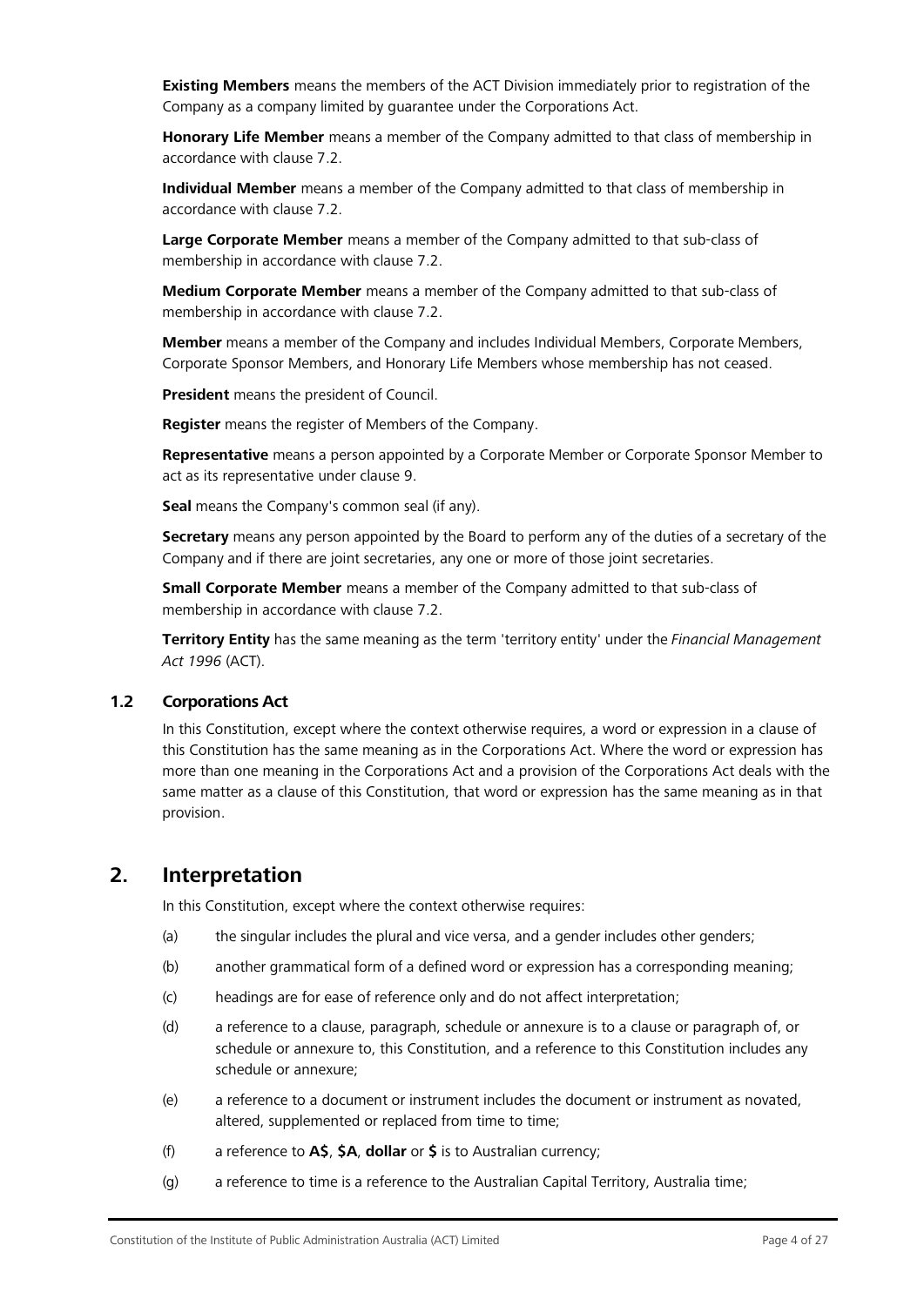**Existing Members** means the members of the ACT Division immediately prior to registration of the Company as a company limited by guarantee under the Corporations Act.

**Honorary Life Member** means a member of the Company admitted to that class of membership in accordance with clause 7.2.

**Individual Member** means a member of the Company admitted to that class of membership in accordance with clause 7.2.

**Large Corporate Member** means a member of the Company admitted to that sub-class of membership in accordance with clause 7.2.

**Medium Corporate Member** means a member of the Company admitted to that sub-class of membership in accordance with clause 7.2.

**Member** means a member of the Company and includes Individual Members, Corporate Members, Corporate Sponsor Members, and Honorary Life Members whose membership has not ceased.

**President** means the president of Council.

**Register** means the register of Members of the Company.

**Representative** means a person appointed by a Corporate Member or Corporate Sponsor Member to act as its representative under clause 9.

**Seal** means the Company's common seal (if any).

**Secretary** means any person appointed by the Board to perform any of the duties of a secretary of the Company and if there are joint secretaries, any one or more of those joint secretaries.

**Small Corporate Member** means a member of the Company admitted to that sub-class of membership in accordance with clause 7.2.

**Territory Entity** has the same meaning as the term 'territory entity' under the *Financial Management Act 1996* (ACT).

### 1.2 Corporations Act

In this Constitution, except where the context otherwise requires, a word or expression in a clause of this Constitution has the same meaning as in the Corporations Act. Where the word or expression has more than one meaning in the Corporations Act and a provision of the Corporations Act deals with the same matter as a clause of this Constitution, that word or expression has the same meaning as in that provision.

## 2. Interpretation

In this Constitution, except where the context otherwise requires:

(a) the singular includes the plural and vice versa, and a gender includes other genders;

(b) another grammatical form of a defined word or expression has a corresponding meaning;

(c) headings are for ease of reference only and do not affect interpretation;

(d) a reference to a clause, paragraph, schedule or annexure is to a clause or paragraph of, or schedule or annexure to, this Constitution, and a reference to this Constitution includes any schedule or annexure;

(e) a reference to a document or instrument includes the document or instrument as novated, altered, supplemented or replaced from time to time;

(f) a reference to **A$**, **$A**, **dollar** or **$** is to Australian currency;

(g) a reference to time is a reference to the Australian Capital Territory, Australia time;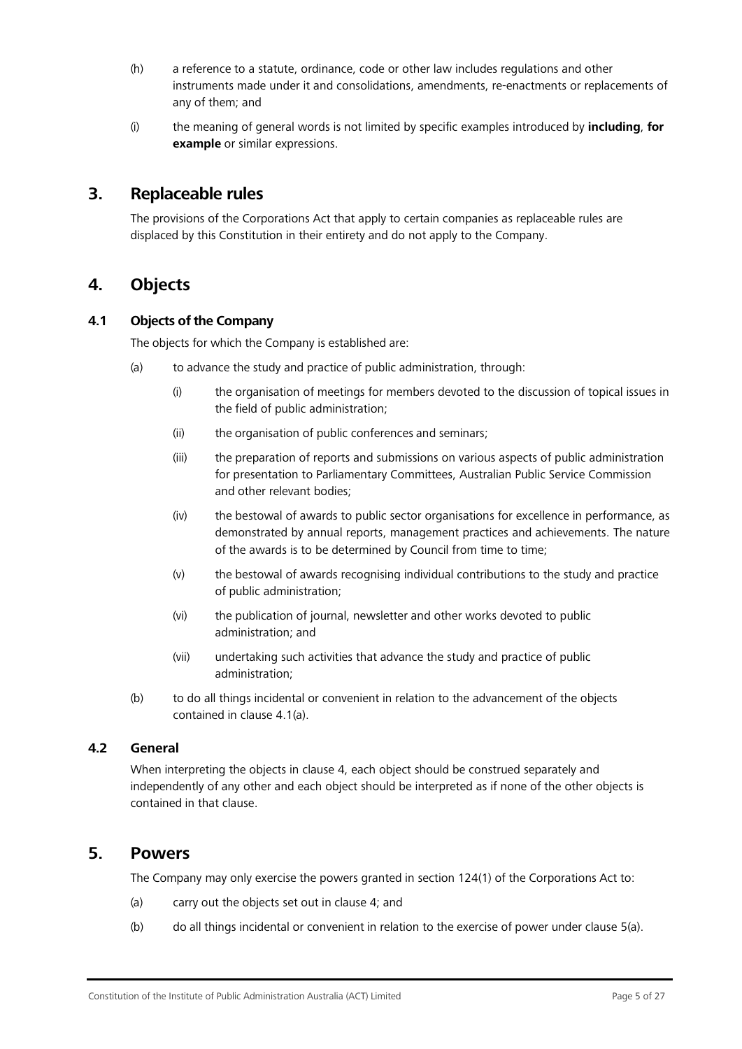(h) a reference to a statute, ordinance, code or other law includes regulations and other instruments made under it and consolidations, amendments, re-enactments or replacements of any of them; and

(i) the meaning of general words is not limited by specific examples introduced by **including**, **for example** or similar expressions.

## 3. Replaceable rules

The provisions of the Corporations Act that apply to certain companies as replaceable rules are displaced by this Constitution in their entirety and do not apply to the Company.

## 4. Objects

### 4.1 Objects of the Company

The objects for which the Company is established are:

(a) to advance the study and practice of public administration, through:

   (i) the organisation of meetings for members devoted to the discussion of topical issues in the field of public administration;

   (ii) the organisation of public conferences and seminars;

   (iii) the preparation of reports and submissions on various aspects of public administration for presentation to Parliamentary Committees, Australian Public Service Commission and other relevant bodies;

   (iv) the bestowal of awards to public sector organisations for excellence in performance, as demonstrated by annual reports, management practices and achievements. The nature of the awards is to be determined by Council from time to time;

   (v) the bestowal of awards recognising individual contributions to the study and practice of public administration;

   (vi) the publication of journal, newsletter and other works devoted to public administration; and

   (vii) undertaking such activities that advance the study and practice of public administration;

(b) to do all things incidental or convenient in relation to the advancement of the objects contained in clause 4.1(a).

### 4.2 General

When interpreting the objects in clause 4, each object should be construed separately and independently of any other and each object should be interpreted as if none of the other objects is contained in that clause.

## 5. Powers

The Company may only exercise the powers granted in section 124(1) of the Corporations Act to:

(a) carry out the objects set out in clause 4; and

(b) do all things incidental or convenient in relation to the exercise of power under clause 5(a).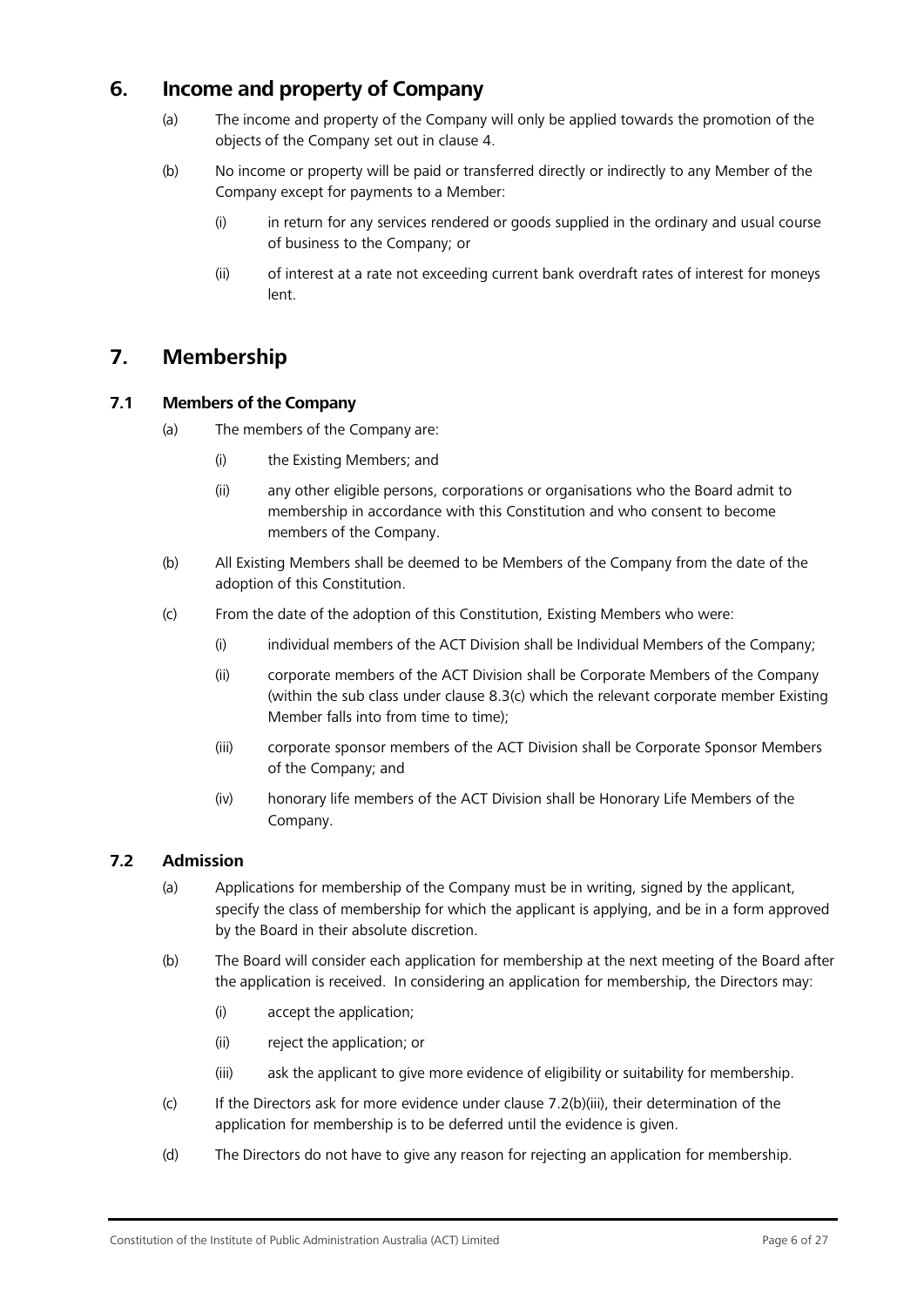## 6. Income and property of Company

(a) The income and property of the Company will only be applied towards the promotion of the objects of the Company set out in clause 4.

(b) No income or property will be paid or transferred directly or indirectly to any Member of the Company except for payments to a Member:

(i) in return for any services rendered or goods supplied in the ordinary and usual course of business to the Company; or

(ii) of interest at a rate not exceeding current bank overdraft rates of interest for moneys lent.

## 7. Membership

### 7.1 Members of the Company

(a) The members of the Company are:

(i) the Existing Members; and

(ii) any other eligible persons, corporations or organisations who the Board admit to membership in accordance with this Constitution and who consent to become members of the Company.

(b) All Existing Members shall be deemed to be Members of the Company from the date of the adoption of this Constitution.

(c) From the date of the adoption of this Constitution, Existing Members who were:

(i) individual members of the ACT Division shall be Individual Members of the Company;

(ii) corporate members of the ACT Division shall be Corporate Members of the Company (within the sub class under clause 8.3(c) which the relevant corporate member Existing Member falls into from time to time);

(iii) corporate sponsor members of the ACT Division shall be Corporate Sponsor Members of the Company; and

(iv) honorary life members of the ACT Division shall be Honorary Life Members of the Company.

### 7.2 Admission

(a) Applications for membership of the Company must be in writing, signed by the applicant, specify the class of membership for which the applicant is applying, and be in a form approved by the Board in their absolute discretion.

(b) The Board will consider each application for membership at the next meeting of the Board after the application is received. In considering an application for membership, the Directors may:

(i) accept the application;

(ii) reject the application; or

(iii) ask the applicant to give more evidence of eligibility or suitability for membership.

(c) If the Directors ask for more evidence under clause 7.2(b)(iii), their determination of the application for membership is to be deferred until the evidence is given.

(d) The Directors do not have to give any reason for rejecting an application for membership.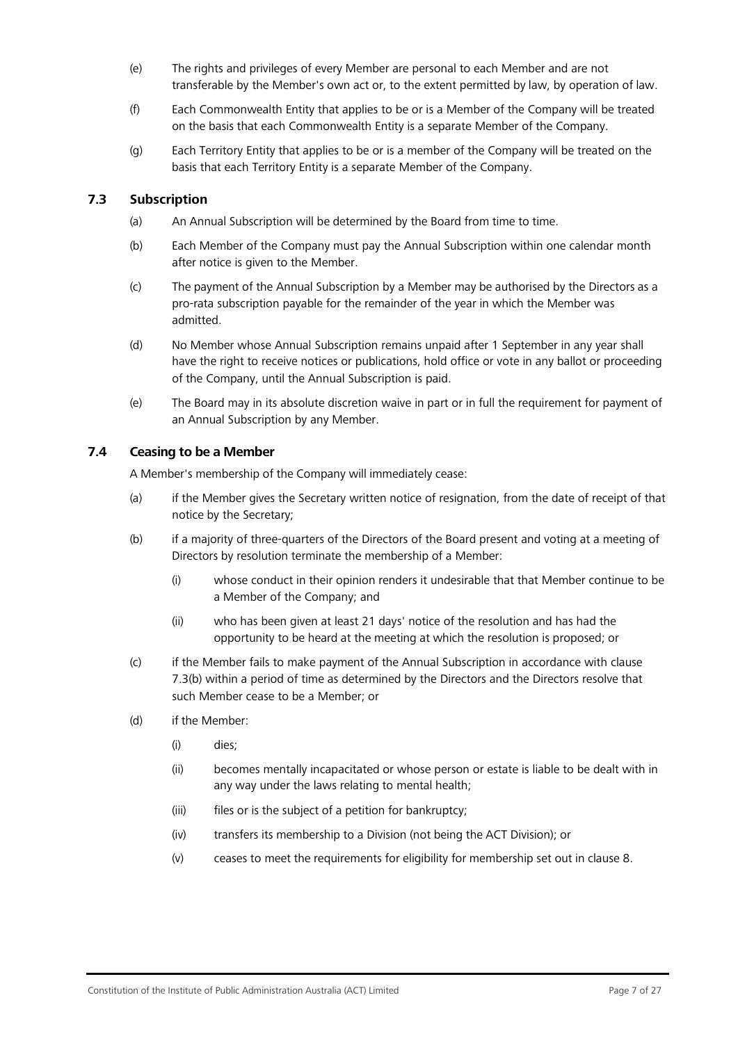(e) The rights and privileges of every Member are personal to each Member and are not transferable by the Member's own act or, to the extent permitted by law, by operation of law.

(f) Each Commonwealth Entity that applies to be or is a Member of the Company will be treated on the basis that each Commonwealth Entity is a separate Member of the Company.

(g) Each Territory Entity that applies to be or is a member of the Company will be treated on the basis that each Territory Entity is a separate Member of the Company.

### 7.3 Subscription

(a) An Annual Subscription will be determined by the Board from time to time.

(b) Each Member of the Company must pay the Annual Subscription within one calendar month after notice is given to the Member.

(c) The payment of the Annual Subscription by a Member may be authorised by the Directors as a pro-rata subscription payable for the remainder of the year in which the Member was admitted.

(d) No Member whose Annual Subscription remains unpaid after 1 September in any year shall have the right to receive notices or publications, hold office or vote in any ballot or proceeding of the Company, until the Annual Subscription is paid.

(e) The Board may in its absolute discretion waive in part or in full the requirement for payment of an Annual Subscription by any Member.

### 7.4 Ceasing to be a Member

A Member's membership of the Company will immediately cease:

(a) if the Member gives the Secretary written notice of resignation, from the date of receipt of that notice by the Secretary;

(b) if a majority of three-quarters of the Directors of the Board present and voting at a meeting of Directors by resolution terminate the membership of a Member:

 (i) whose conduct in their opinion renders it undesirable that that Member continue to be a Member of the Company; and

 (ii) who has been given at least 21 days' notice of the resolution and has had the opportunity to be heard at the meeting at which the resolution is proposed; or

(c) if the Member fails to make payment of the Annual Subscription in accordance with clause 7.3(b) within a period of time as determined by the Directors and the Directors resolve that such Member cease to be a Member; or

(d) if the Member:

 (i) dies;

 (ii) becomes mentally incapacitated or whose person or estate is liable to be dealt with in any way under the laws relating to mental health;

 (iii) files or is the subject of a petition for bankruptcy;

 (iv) transfers its membership to a Division (not being the ACT Division); or

 (v) ceases to meet the requirements for eligibility for membership set out in clause 8.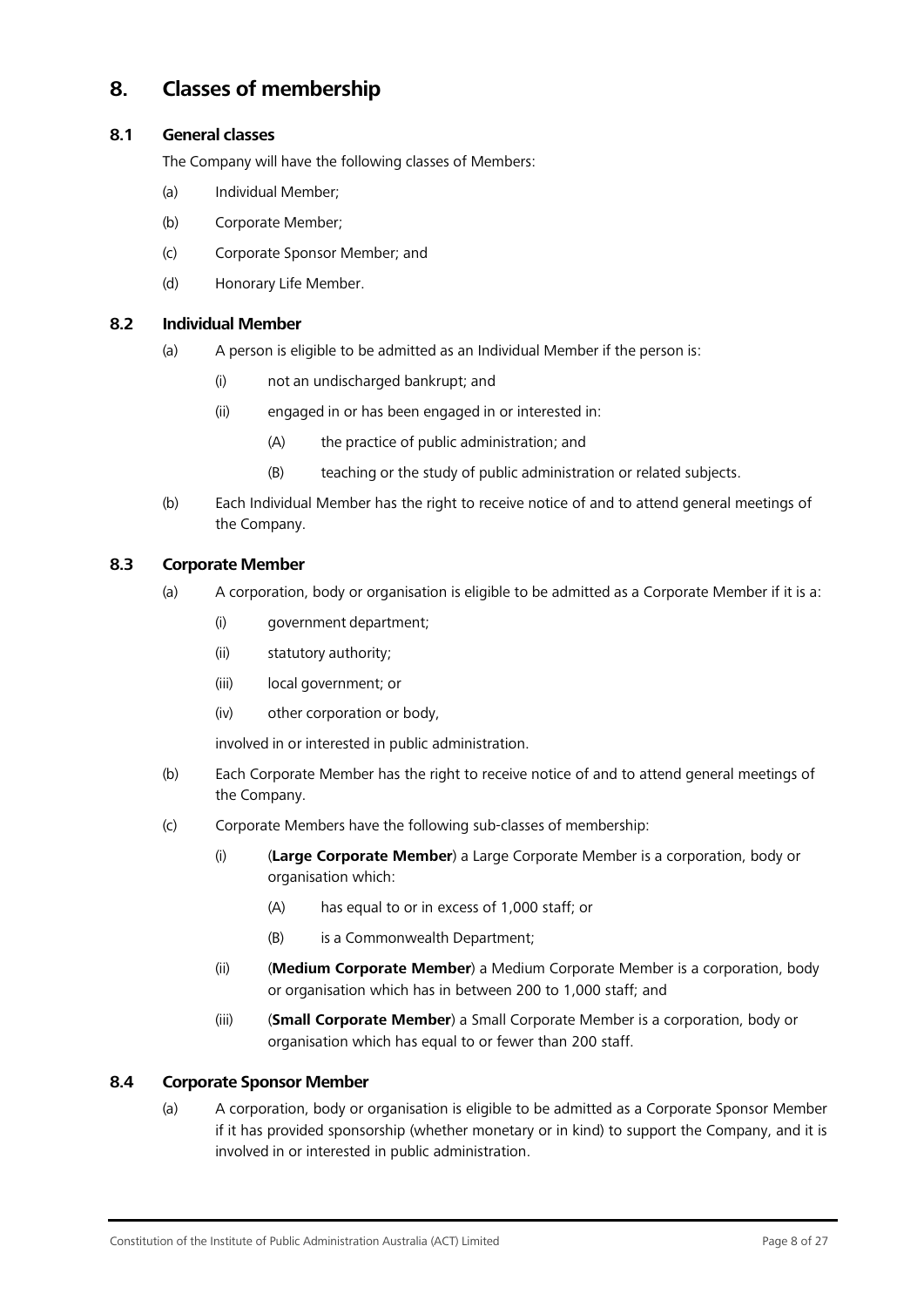## 8. Classes of membership

### 8.1 General classes

The Company will have the following classes of Members:

(a) Individual Member;

(b) Corporate Member;

(c) Corporate Sponsor Member; and

(d) Honorary Life Member.

### 8.2 Individual Member

(a) A person is eligible to be admitted as an Individual Member if the person is:

  (i) not an undischarged bankrupt; and

  (ii) engaged in or has been engaged in or interested in:

    (A) the practice of public administration; and

    (B) teaching or the study of public administration or related subjects.

(b) Each Individual Member has the right to receive notice of and to attend general meetings of the Company.

### 8.3 Corporate Member

(a) A corporation, body or organisation is eligible to be admitted as a Corporate Member if it is a:

  (i) government department;

  (ii) statutory authority;

  (iii) local government; or

  (iv) other corporation or body,

  involved in or interested in public administration.

(b) Each Corporate Member has the right to receive notice of and to attend general meetings of the Company.

(c) Corporate Members have the following sub-classes of membership:

  (i) (**Large Corporate Member**) a Large Corporate Member is a corporation, body or organisation which:

    (A) has equal to or in excess of 1,000 staff; or

    (B) is a Commonwealth Department;

  (ii) (**Medium Corporate Member**) a Medium Corporate Member is a corporation, body or organisation which has in between 200 to 1,000 staff; and

  (iii) (**Small Corporate Member**) a Small Corporate Member is a corporation, body or organisation which has equal to or fewer than 200 staff.

### 8.4 Corporate Sponsor Member

(a) A corporation, body or organisation is eligible to be admitted as a Corporate Sponsor Member if it has provided sponsorship (whether monetary or in kind) to support the Company, and it is involved in or interested in public administration.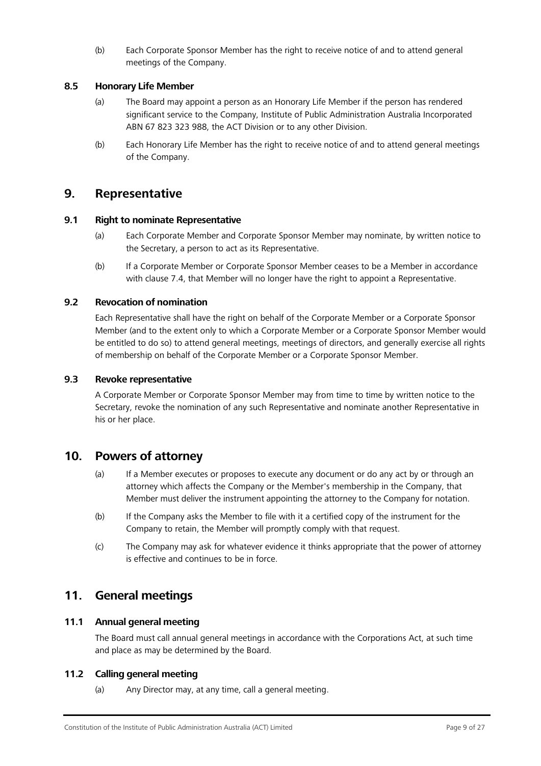(b) Each Corporate Sponsor Member has the right to receive notice of and to attend general meetings of the Company.

### 8.5 Honorary Life Member

(a) The Board may appoint a person as an Honorary Life Member if the person has rendered significant service to the Company, Institute of Public Administration Australia Incorporated ABN 67 823 323 988, the ACT Division or to any other Division.

(b) Each Honorary Life Member has the right to receive notice of and to attend general meetings of the Company.

## 9. Representative

### 9.1 Right to nominate Representative

(a) Each Corporate Member and Corporate Sponsor Member may nominate, by written notice to the Secretary, a person to act as its Representative.

(b) If a Corporate Member or Corporate Sponsor Member ceases to be a Member in accordance with clause 7.4, that Member will no longer have the right to appoint a Representative.

### 9.2 Revocation of nomination

Each Representative shall have the right on behalf of the Corporate Member or a Corporate Sponsor Member (and to the extent only to which a Corporate Member or a Corporate Sponsor Member would be entitled to do so) to attend general meetings, meetings of directors, and generally exercise all rights of membership on behalf of the Corporate Member or a Corporate Sponsor Member.

### 9.3 Revoke representative

A Corporate Member or Corporate Sponsor Member may from time to time by written notice to the Secretary, revoke the nomination of any such Representative and nominate another Representative in his or her place.

## 10. Powers of attorney

(a) If a Member executes or proposes to execute any document or do any act by or through an attorney which affects the Company or the Member's membership in the Company, that Member must deliver the instrument appointing the attorney to the Company for notation.

(b) If the Company asks the Member to file with it a certified copy of the instrument for the Company to retain, the Member will promptly comply with that request.

(c) The Company may ask for whatever evidence it thinks appropriate that the power of attorney is effective and continues to be in force.

## 11. General meetings

### 11.1 Annual general meeting

The Board must call annual general meetings in accordance with the Corporations Act, at such time and place as may be determined by the Board.

### 11.2 Calling general meeting

(a) Any Director may, at any time, call a general meeting.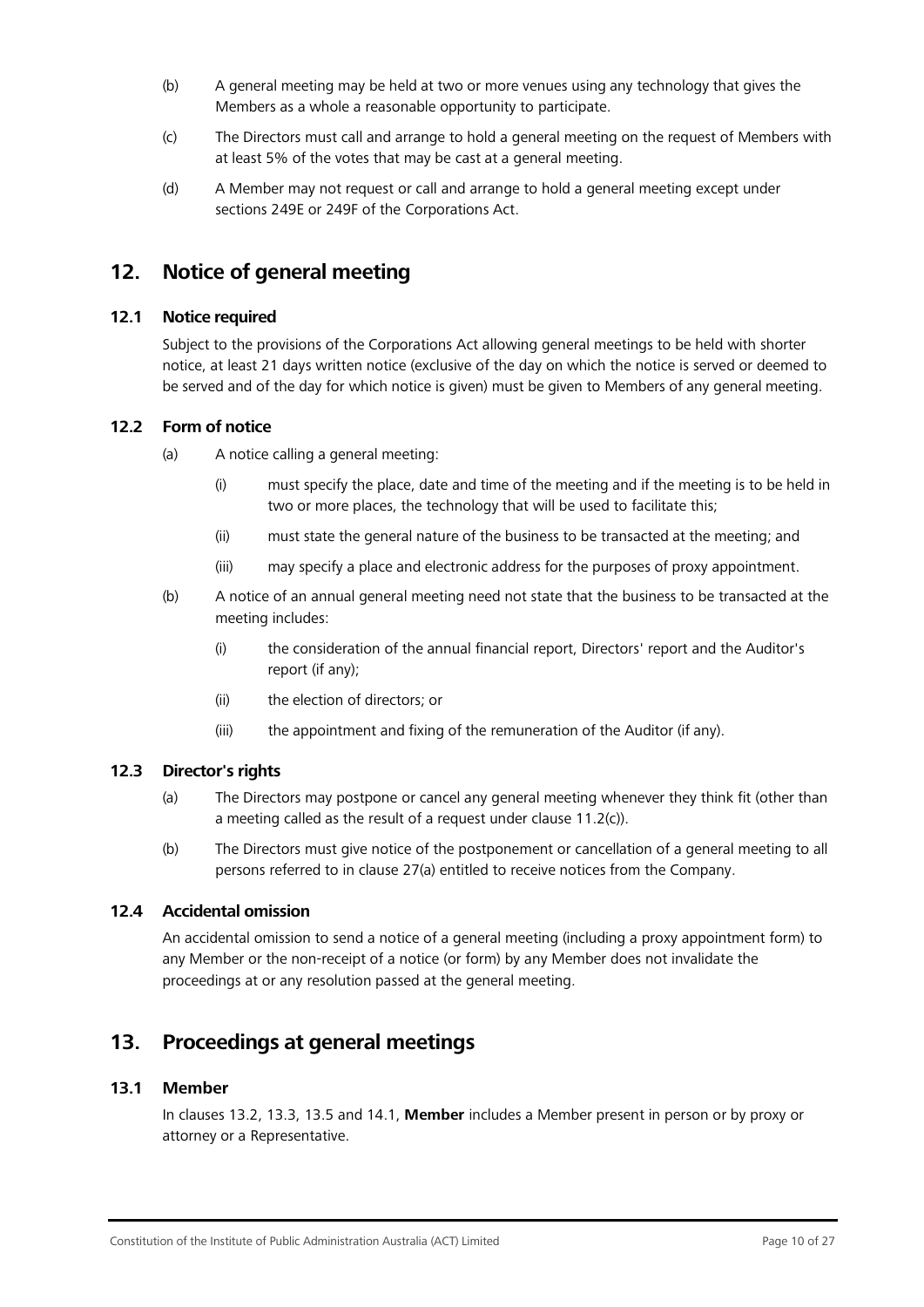(b) A general meeting may be held at two or more venues using any technology that gives the Members as a whole a reasonable opportunity to participate.

(c) The Directors must call and arrange to hold a general meeting on the request of Members with at least 5% of the votes that may be cast at a general meeting.

(d) A Member may not request or call and arrange to hold a general meeting except under sections 249E or 249F of the Corporations Act.

## 12. Notice of general meeting

### 12.1 Notice required

Subject to the provisions of the Corporations Act allowing general meetings to be held with shorter notice, at least 21 days written notice (exclusive of the day on which the notice is served or deemed to be served and of the day for which notice is given) must be given to Members of any general meeting.

### 12.2 Form of notice

(a) A notice calling a general meeting:

(i) must specify the place, date and time of the meeting and if the meeting is to be held in two or more places, the technology that will be used to facilitate this;

(ii) must state the general nature of the business to be transacted at the meeting; and

(iii) may specify a place and electronic address for the purposes of proxy appointment.

(b) A notice of an annual general meeting need not state that the business to be transacted at the meeting includes:

(i) the consideration of the annual financial report, Directors' report and the Auditor's report (if any);

(ii) the election of directors; or

(iii) the appointment and fixing of the remuneration of the Auditor (if any).

### 12.3 Director's rights

(a) The Directors may postpone or cancel any general meeting whenever they think fit (other than a meeting called as the result of a request under clause 11.2(c)).

(b) The Directors must give notice of the postponement or cancellation of a general meeting to all persons referred to in clause 27(a) entitled to receive notices from the Company.

### 12.4 Accidental omission

An accidental omission to send a notice of a general meeting (including a proxy appointment form) to any Member or the non-receipt of a notice (or form) by any Member does not invalidate the proceedings at or any resolution passed at the general meeting.

## 13. Proceedings at general meetings

### 13.1 Member

In clauses 13.2, 13.3, 13.5 and 14.1, **Member** includes a Member present in person or by proxy or attorney or a Representative.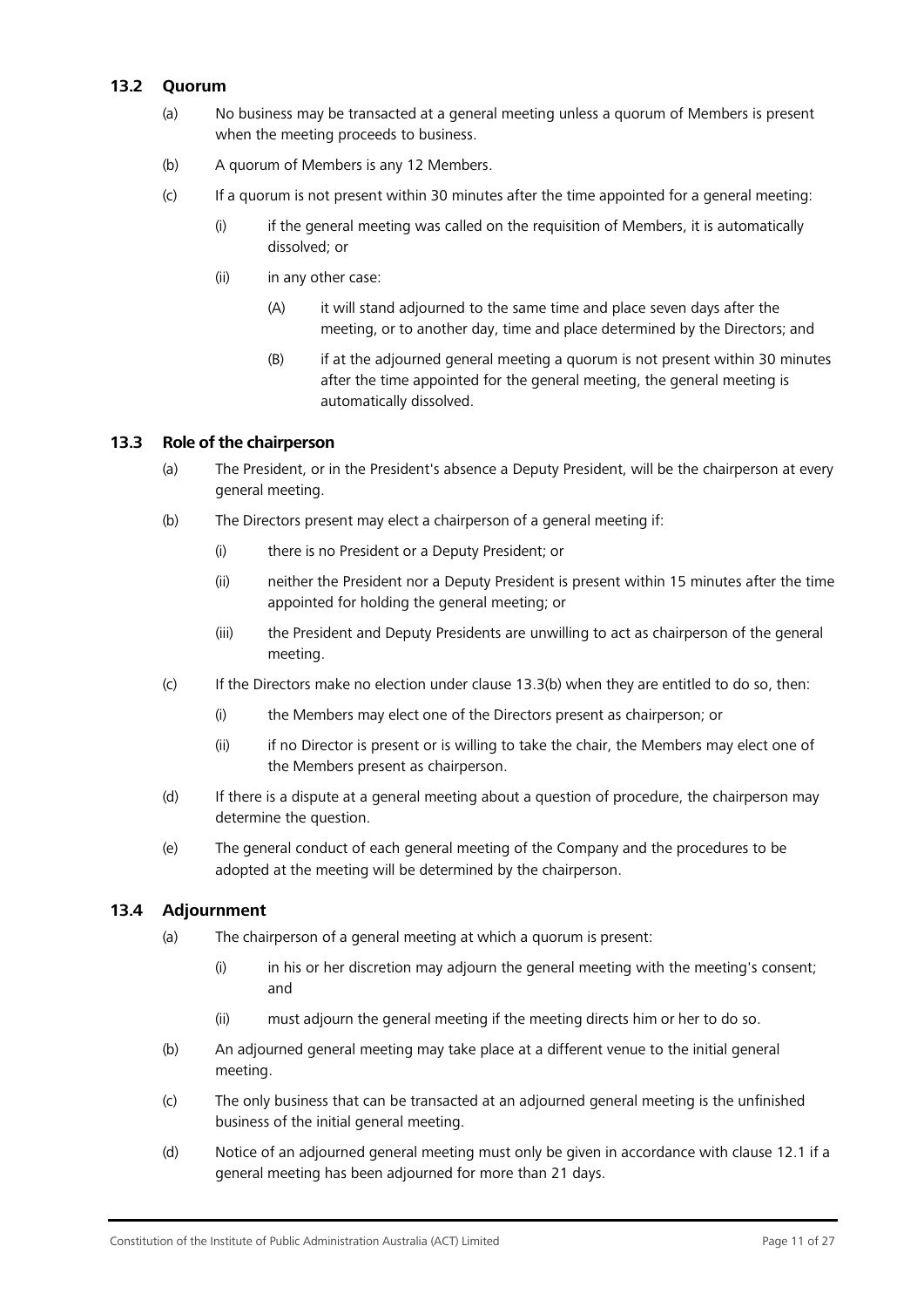### 13.2 Quorum

(a) No business may be transacted at a general meeting unless a quorum of Members is present when the meeting proceeds to business.

(b) A quorum of Members is any 12 Members.

(c) If a quorum is not present within 30 minutes after the time appointed for a general meeting:

   (i) if the general meeting was called on the requisition of Members, it is automatically dissolved; or

   (ii) in any other case:

      (A) it will stand adjourned to the same time and place seven days after the meeting, or to another day, time and place determined by the Directors; and

      (B) if at the adjourned general meeting a quorum is not present within 30 minutes after the time appointed for the general meeting, the general meeting is automatically dissolved.

### 13.3 Role of the chairperson

(a) The President, or in the President's absence a Deputy President, will be the chairperson at every general meeting.

(b) The Directors present may elect a chairperson of a general meeting if:

   (i) there is no President or a Deputy President; or

   (ii) neither the President nor a Deputy President is present within 15 minutes after the time appointed for holding the general meeting; or

   (iii) the President and Deputy Presidents are unwilling to act as chairperson of the general meeting.

(c) If the Directors make no election under clause 13.3(b) when they are entitled to do so, then:

   (i) the Members may elect one of the Directors present as chairperson; or

   (ii) if no Director is present or is willing to take the chair, the Members may elect one of the Members present as chairperson.

(d) If there is a dispute at a general meeting about a question of procedure, the chairperson may determine the question.

(e) The general conduct of each general meeting of the Company and the procedures to be adopted at the meeting will be determined by the chairperson.

### 13.4 Adjournment

(a) The chairperson of a general meeting at which a quorum is present:

   (i) in his or her discretion may adjourn the general meeting with the meeting's consent; and

   (ii) must adjourn the general meeting if the meeting directs him or her to do so.

(b) An adjourned general meeting may take place at a different venue to the initial general meeting.

(c) The only business that can be transacted at an adjourned general meeting is the unfinished business of the initial general meeting.

(d) Notice of an adjourned general meeting must only be given in accordance with clause 12.1 if a general meeting has been adjourned for more than 21 days.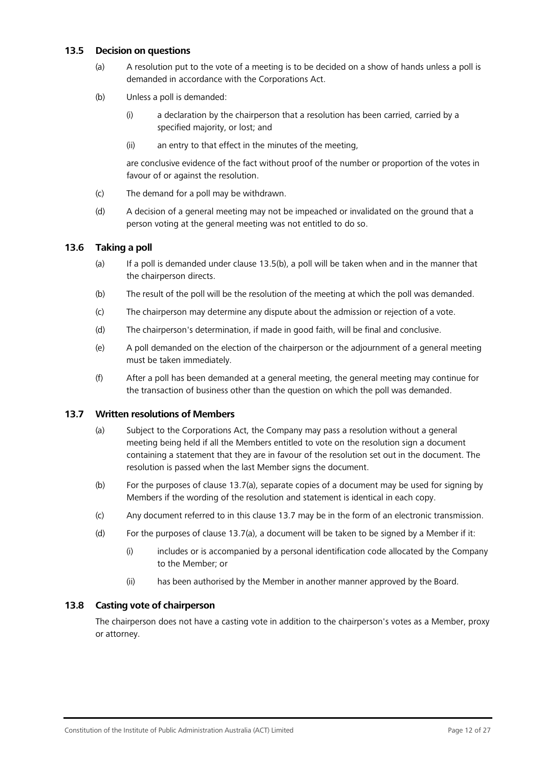### 13.5 Decision on questions

(a) A resolution put to the vote of a meeting is to be decided on a show of hands unless a poll is demanded in accordance with the Corporations Act.

(b) Unless a poll is demanded:

(i) a declaration by the chairperson that a resolution has been carried, carried by a specified majority, or lost; and

(ii) an entry to that effect in the minutes of the meeting,

are conclusive evidence of the fact without proof of the number or proportion of the votes in favour of or against the resolution.

(c) The demand for a poll may be withdrawn.

(d) A decision of a general meeting may not be impeached or invalidated on the ground that a person voting at the general meeting was not entitled to do so.

### 13.6 Taking a poll

(a) If a poll is demanded under clause 13.5(b), a poll will be taken when and in the manner that the chairperson directs.

(b) The result of the poll will be the resolution of the meeting at which the poll was demanded.

(c) The chairperson may determine any dispute about the admission or rejection of a vote.

(d) The chairperson's determination, if made in good faith, will be final and conclusive.

(e) A poll demanded on the election of the chairperson or the adjournment of a general meeting must be taken immediately.

(f) After a poll has been demanded at a general meeting, the general meeting may continue for the transaction of business other than the question on which the poll was demanded.

### 13.7 Written resolutions of Members

(a) Subject to the Corporations Act, the Company may pass a resolution without a general meeting being held if all the Members entitled to vote on the resolution sign a document containing a statement that they are in favour of the resolution set out in the document. The resolution is passed when the last Member signs the document.

(b) For the purposes of clause 13.7(a), separate copies of a document may be used for signing by Members if the wording of the resolution and statement is identical in each copy.

(c) Any document referred to in this clause 13.7 may be in the form of an electronic transmission.

(d) For the purposes of clause 13.7(a), a document will be taken to be signed by a Member if it:

(i) includes or is accompanied by a personal identification code allocated by the Company to the Member; or

(ii) has been authorised by the Member in another manner approved by the Board.

### 13.8 Casting vote of chairperson

The chairperson does not have a casting vote in addition to the chairperson's votes as a Member, proxy or attorney.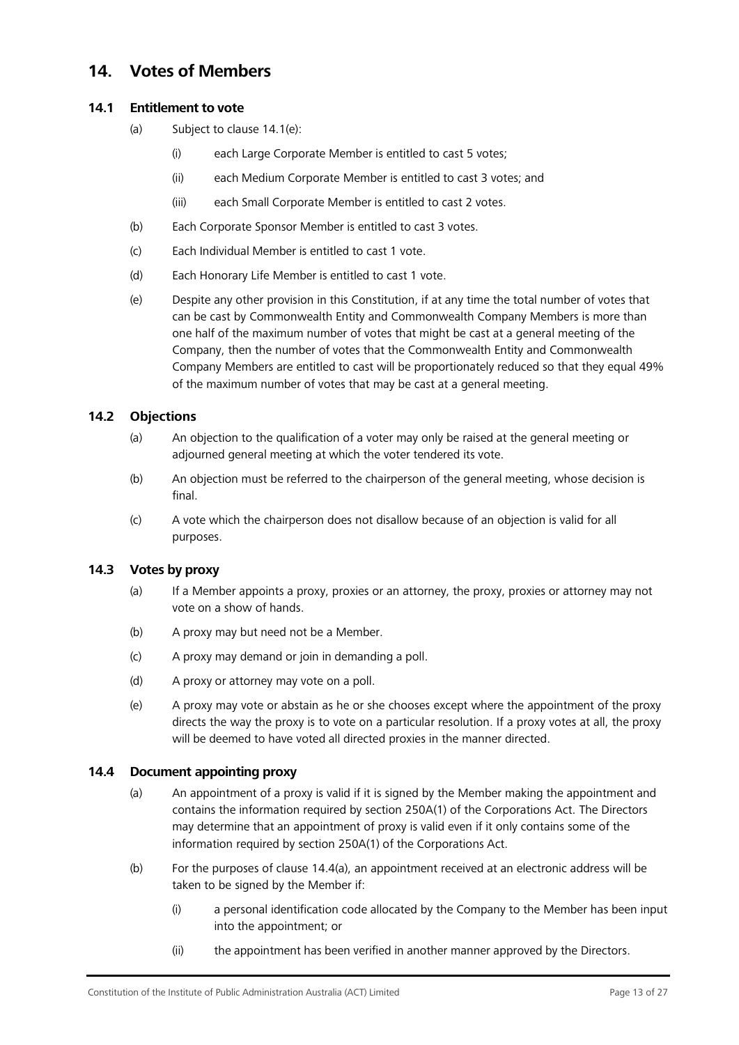# 14. Votes of Members

## 14.1 Entitlement to vote

(a) Subject to clause 14.1(e):

(i) each Large Corporate Member is entitled to cast 5 votes;

(ii) each Medium Corporate Member is entitled to cast 3 votes; and

(iii) each Small Corporate Member is entitled to cast 2 votes.

(b) Each Corporate Sponsor Member is entitled to cast 3 votes.

(c) Each Individual Member is entitled to cast 1 vote.

(d) Each Honorary Life Member is entitled to cast 1 vote.

(e) Despite any other provision in this Constitution, if at any time the total number of votes that can be cast by Commonwealth Entity and Commonwealth Company Members is more than one half of the maximum number of votes that might be cast at a general meeting of the Company, then the number of votes that the Commonwealth Entity and Commonwealth Company Members are entitled to cast will be proportionately reduced so that they equal 49% of the maximum number of votes that may be cast at a general meeting.

## 14.2 Objections

(a) An objection to the qualification of a voter may only be raised at the general meeting or adjourned general meeting at which the voter tendered its vote.

(b) An objection must be referred to the chairperson of the general meeting, whose decision is final.

(c) A vote which the chairperson does not disallow because of an objection is valid for all purposes.

## 14.3 Votes by proxy

(a) If a Member appoints a proxy, proxies or an attorney, the proxy, proxies or attorney may not vote on a show of hands.

(b) A proxy may but need not be a Member.

(c) A proxy may demand or join in demanding a poll.

(d) A proxy or attorney may vote on a poll.

(e) A proxy may vote or abstain as he or she chooses except where the appointment of the proxy directs the way the proxy is to vote on a particular resolution. If a proxy votes at all, the proxy will be deemed to have voted all directed proxies in the manner directed.

## 14.4 Document appointing proxy

(a) An appointment of a proxy is valid if it is signed by the Member making the appointment and contains the information required by section 250A(1) of the Corporations Act. The Directors may determine that an appointment of proxy is valid even if it only contains some of the information required by section 250A(1) of the Corporations Act.

(b) For the purposes of clause 14.4(a), an appointment received at an electronic address will be taken to be signed by the Member if:

(i) a personal identification code allocated by the Company to the Member has been input into the appointment; or

(ii) the appointment has been verified in another manner approved by the Directors.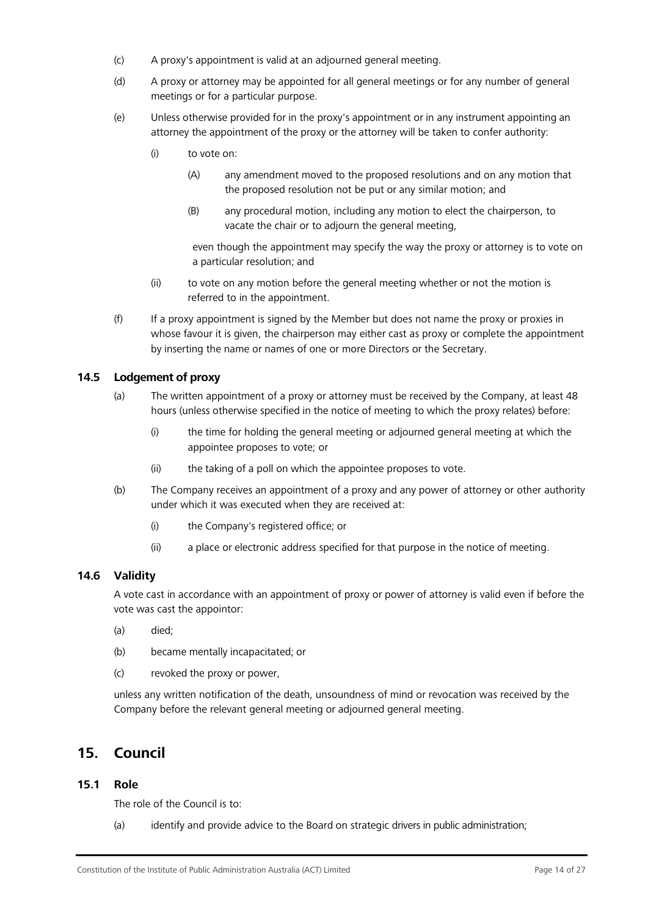(c) A proxy's appointment is valid at an adjourned general meeting.

(d) A proxy or attorney may be appointed for all general meetings or for any number of general meetings or for a particular purpose.

(e) Unless otherwise provided for in the proxy's appointment or in any instrument appointing an attorney the appointment of the proxy or the attorney will be taken to confer authority:

   (i) to vote on:

      (A) any amendment moved to the proposed resolutions and on any motion that the proposed resolution not be put or any similar motion; and

      (B) any procedural motion, including any motion to elect the chairperson, to vacate the chair or to adjourn the general meeting,

      even though the appointment may specify the way the proxy or attorney is to vote on a particular resolution; and

   (ii) to vote on any motion before the general meeting whether or not the motion is referred to in the appointment.

(f) If a proxy appointment is signed by the Member but does not name the proxy or proxies in whose favour it is given, the chairperson may either cast as proxy or complete the appointment by inserting the name or names of one or more Directors or the Secretary.

### 14.5 Lodgement of proxy

(a) The written appointment of a proxy or attorney must be received by the Company, at least 48 hours (unless otherwise specified in the notice of meeting to which the proxy relates) before:

   (i) the time for holding the general meeting or adjourned general meeting at which the appointee proposes to vote; or

   (ii) the taking of a poll on which the appointee proposes to vote.

(b) The Company receives an appointment of a proxy and any power of attorney or other authority under which it was executed when they are received at:

   (i) the Company's registered office; or

   (ii) a place or electronic address specified for that purpose in the notice of meeting.

### 14.6 Validity

A vote cast in accordance with an appointment of proxy or power of attorney is valid even if before the vote was cast the appointor:

(a) died;

(b) became mentally incapacitated; or

(c) revoked the proxy or power,

unless any written notification of the death, unsoundness of mind or revocation was received by the Company before the relevant general meeting or adjourned general meeting.

## 15. Council

### 15.1 Role

The role of the Council is to:

(a) identify and provide advice to the Board on strategic drivers in public administration;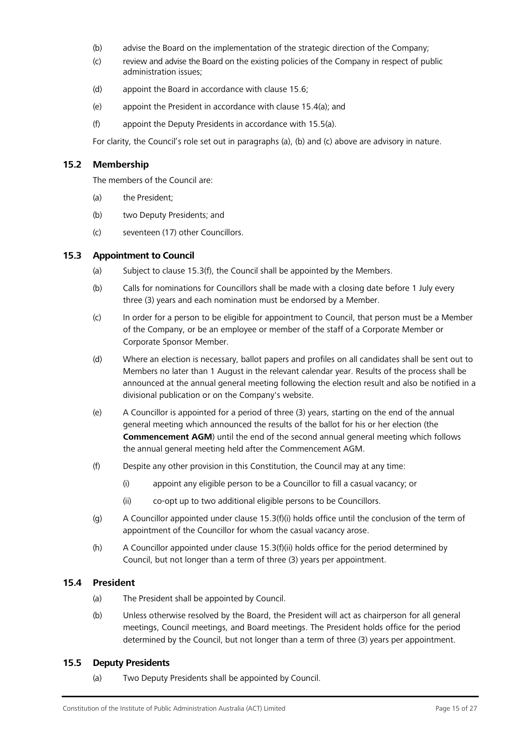(b) advise the Board on the implementation of the strategic direction of the Company;

(c) review and advise the Board on the existing policies of the Company in respect of public administration issues;

(d) appoint the Board in accordance with clause 15.6;

(e) appoint the President in accordance with clause 15.4(a); and

(f) appoint the Deputy Presidents in accordance with 15.5(a).

For clarity, the Council's role set out in paragraphs (a), (b) and (c) above are advisory in nature.

### 15.2 Membership

The members of the Council are:

(a) the President;

(b) two Deputy Presidents; and

(c) seventeen (17) other Councillors.

### 15.3 Appointment to Council

(a) Subject to clause 15.3(f), the Council shall be appointed by the Members.

(b) Calls for nominations for Councillors shall be made with a closing date before 1 July every three (3) years and each nomination must be endorsed by a Member.

(c) In order for a person to be eligible for appointment to Council, that person must be a Member of the Company, or be an employee or member of the staff of a Corporate Member or Corporate Sponsor Member.

(d) Where an election is necessary, ballot papers and profiles on all candidates shall be sent out to Members no later than 1 August in the relevant calendar year. Results of the process shall be announced at the annual general meeting following the election result and also be notified in a divisional publication or on the Company's website.

(e) A Councillor is appointed for a period of three (3) years, starting on the end of the annual general meeting which announced the results of the ballot for his or her election (the **Commencement AGM**) until the end of the second annual general meeting which follows the annual general meeting held after the Commencement AGM.

(f) Despite any other provision in this Constitution, the Council may at any time:

(i) appoint any eligible person to be a Councillor to fill a casual vacancy; or

(ii) co-opt up to two additional eligible persons to be Councillors.

(g) A Councillor appointed under clause 15.3(f)(i) holds office until the conclusion of the term of appointment of the Councillor for whom the casual vacancy arose.

(h) A Councillor appointed under clause 15.3(f)(ii) holds office for the period determined by Council, but not longer than a term of three (3) years per appointment.

### 15.4 President

(a) The President shall be appointed by Council.

(b) Unless otherwise resolved by the Board, the President will act as chairperson for all general meetings, Council meetings, and Board meetings. The President holds office for the period determined by the Council, but not longer than a term of three (3) years per appointment.

### 15.5 Deputy Presidents

(a) Two Deputy Presidents shall be appointed by Council.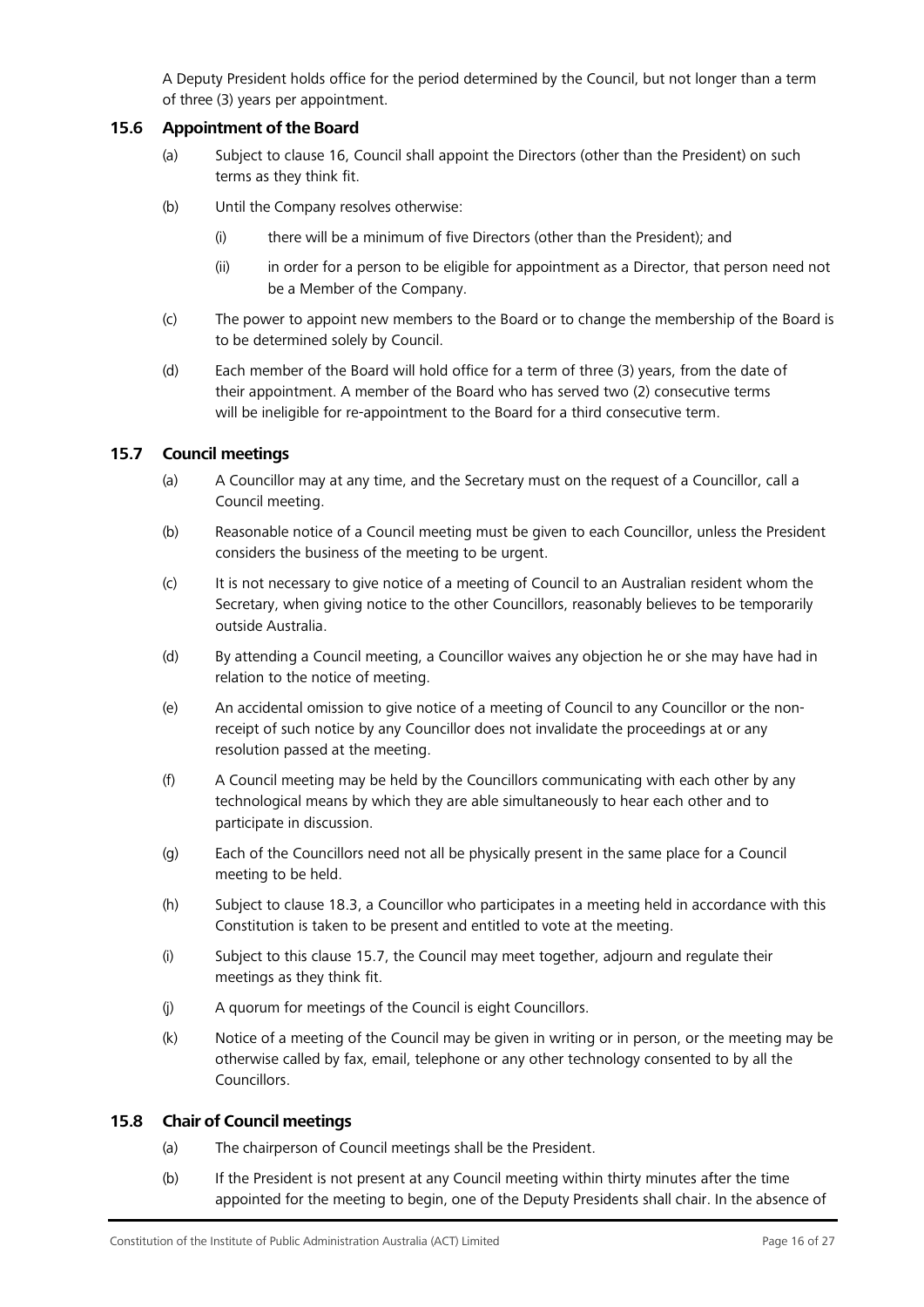A Deputy President holds office for the period determined by the Council, but not longer than a term of three (3) years per appointment.

### 15.6 Appointment of the Board

(a) Subject to clause 16, Council shall appoint the Directors (other than the President) on such terms as they think fit.

(b) Until the Company resolves otherwise:

(i) there will be a minimum of five Directors (other than the President); and

(ii) in order for a person to be eligible for appointment as a Director, that person need not be a Member of the Company.

(c) The power to appoint new members to the Board or to change the membership of the Board is to be determined solely by Council.

(d) Each member of the Board will hold office for a term of three (3) years, from the date of their appointment. A member of the Board who has served two (2) consecutive terms will be ineligible for re-appointment to the Board for a third consecutive term.

### 15.7 Council meetings

(a) A Councillor may at any time, and the Secretary must on the request of a Councillor, call a Council meeting.

(b) Reasonable notice of a Council meeting must be given to each Councillor, unless the President considers the business of the meeting to be urgent.

(c) It is not necessary to give notice of a meeting of Council to an Australian resident whom the Secretary, when giving notice to the other Councillors, reasonably believes to be temporarily outside Australia.

(d) By attending a Council meeting, a Councillor waives any objection he or she may have had in relation to the notice of meeting.

(e) An accidental omission to give notice of a meeting of Council to any Councillor or the non-receipt of such notice by any Councillor does not invalidate the proceedings at or any resolution passed at the meeting.

(f) A Council meeting may be held by the Councillors communicating with each other by any technological means by which they are able simultaneously to hear each other and to participate in discussion.

(g) Each of the Councillors need not all be physically present in the same place for a Council meeting to be held.

(h) Subject to clause 18.3, a Councillor who participates in a meeting held in accordance with this Constitution is taken to be present and entitled to vote at the meeting.

(i) Subject to this clause 15.7, the Council may meet together, adjourn and regulate their meetings as they think fit.

(j) A quorum for meetings of the Council is eight Councillors.

(k) Notice of a meeting of the Council may be given in writing or in person, or the meeting may be otherwise called by fax, email, telephone or any other technology consented to by all the Councillors.

### 15.8 Chair of Council meetings

(a) The chairperson of Council meetings shall be the President.

(b) If the President is not present at any Council meeting within thirty minutes after the time appointed for the meeting to begin, one of the Deputy Presidents shall chair. In the absence of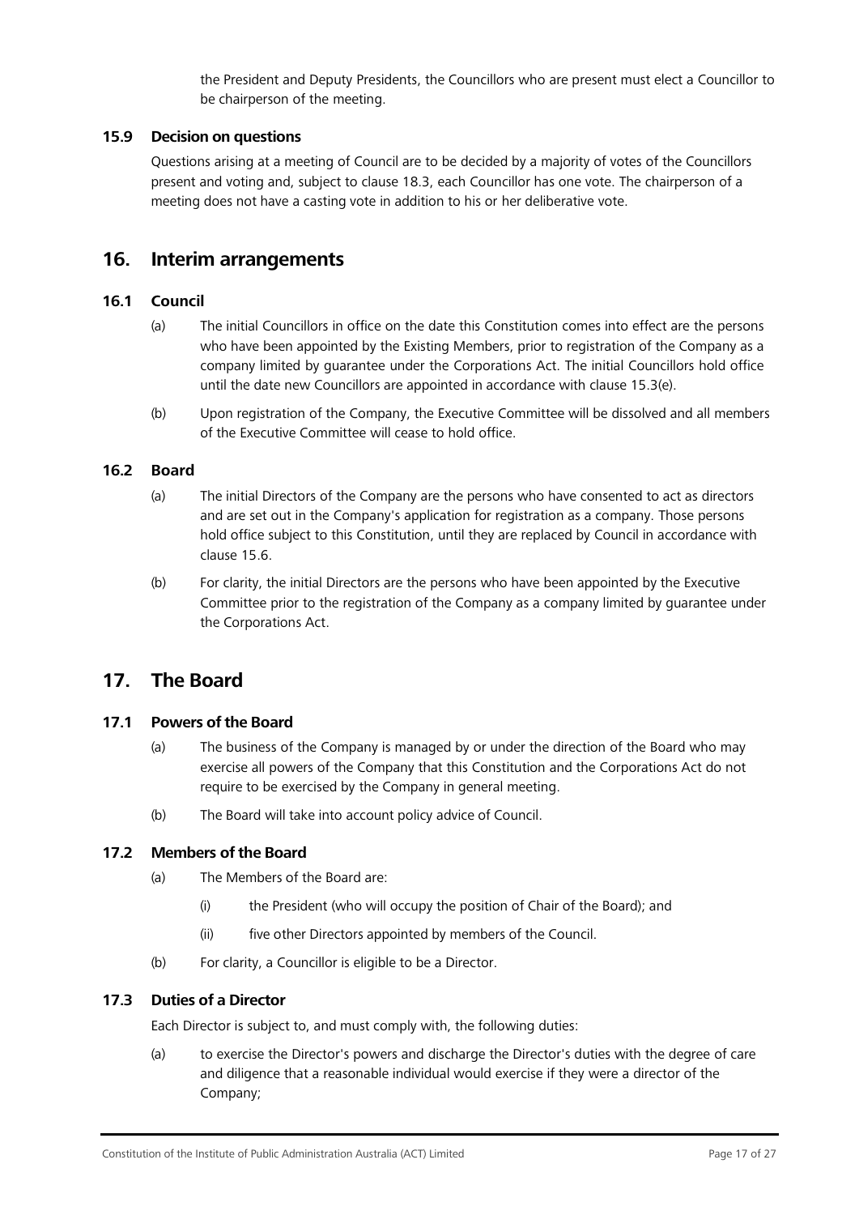the President and Deputy Presidents, the Councillors who are present must elect a Councillor to be chairperson of the meeting.

### 15.9 Decision on questions

Questions arising at a meeting of Council are to be decided by a majority of votes of the Councillors present and voting and, subject to clause 18.3, each Councillor has one vote. The chairperson of a meeting does not have a casting vote in addition to his or her deliberative vote.

## 16. Interim arrangements

### 16.1 Council

(a) The initial Councillors in office on the date this Constitution comes into effect are the persons who have been appointed by the Existing Members, prior to registration of the Company as a company limited by guarantee under the Corporations Act. The initial Councillors hold office until the date new Councillors are appointed in accordance with clause 15.3(e).

(b) Upon registration of the Company, the Executive Committee will be dissolved and all members of the Executive Committee will cease to hold office.

### 16.2 Board

(a) The initial Directors of the Company are the persons who have consented to act as directors and are set out in the Company's application for registration as a company. Those persons hold office subject to this Constitution, until they are replaced by Council in accordance with clause 15.6.

(b) For clarity, the initial Directors are the persons who have been appointed by the Executive Committee prior to the registration of the Company as a company limited by guarantee under the Corporations Act.

## 17. The Board

### 17.1 Powers of the Board

(a) The business of the Company is managed by or under the direction of the Board who may exercise all powers of the Company that this Constitution and the Corporations Act do not require to be exercised by the Company in general meeting.

(b) The Board will take into account policy advice of Council.

### 17.2 Members of the Board

(a) The Members of the Board are:

  (i) the President (who will occupy the position of Chair of the Board); and

  (ii) five other Directors appointed by members of the Council.

(b) For clarity, a Councillor is eligible to be a Director.

### 17.3 Duties of a Director

Each Director is subject to, and must comply with, the following duties:

(a) to exercise the Director's powers and discharge the Director's duties with the degree of care and diligence that a reasonable individual would exercise if they were a director of the Company;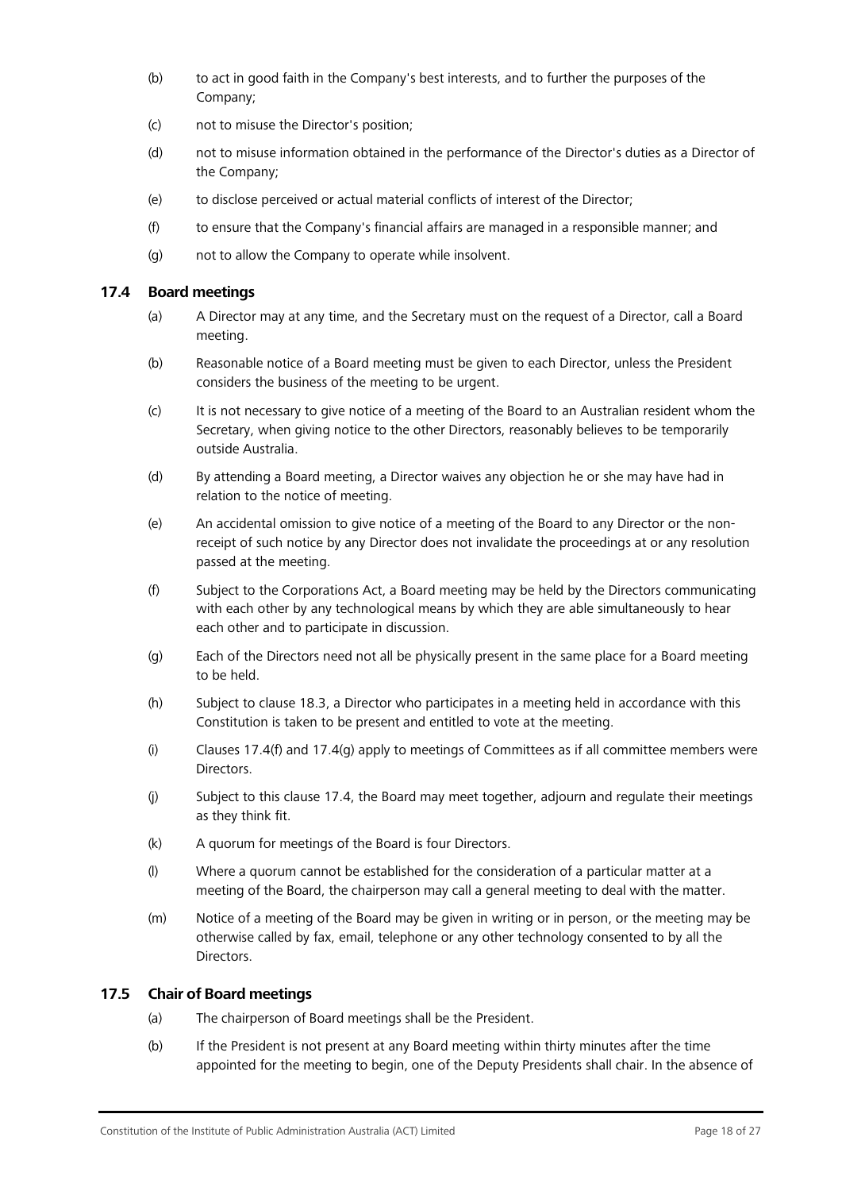(b) to act in good faith in the Company's best interests, and to further the purposes of the Company;

(c) not to misuse the Director's position;

(d) not to misuse information obtained in the performance of the Director's duties as a Director of the Company;

(e) to disclose perceived or actual material conflicts of interest of the Director;

(f) to ensure that the Company's financial affairs are managed in a responsible manner; and

(g) not to allow the Company to operate while insolvent.

### 17.4 Board meetings

(a) A Director may at any time, and the Secretary must on the request of a Director, call a Board meeting.

(b) Reasonable notice of a Board meeting must be given to each Director, unless the President considers the business of the meeting to be urgent.

(c) It is not necessary to give notice of a meeting of the Board to an Australian resident whom the Secretary, when giving notice to the other Directors, reasonably believes to be temporarily outside Australia.

(d) By attending a Board meeting, a Director waives any objection he or she may have had in relation to the notice of meeting.

(e) An accidental omission to give notice of a meeting of the Board to any Director or the non-receipt of such notice by any Director does not invalidate the proceedings at or any resolution passed at the meeting.

(f) Subject to the Corporations Act, a Board meeting may be held by the Directors communicating with each other by any technological means by which they are able simultaneously to hear each other and to participate in discussion.

(g) Each of the Directors need not all be physically present in the same place for a Board meeting to be held.

(h) Subject to clause 18.3, a Director who participates in a meeting held in accordance with this Constitution is taken to be present and entitled to vote at the meeting.

(i) Clauses 17.4(f) and 17.4(g) apply to meetings of Committees as if all committee members were Directors.

(j) Subject to this clause 17.4, the Board may meet together, adjourn and regulate their meetings as they think fit.

(k) A quorum for meetings of the Board is four Directors.

(l) Where a quorum cannot be established for the consideration of a particular matter at a meeting of the Board, the chairperson may call a general meeting to deal with the matter.

(m) Notice of a meeting of the Board may be given in writing or in person, or the meeting may be otherwise called by fax, email, telephone or any other technology consented to by all the Directors.

### 17.5 Chair of Board meetings

(a) The chairperson of Board meetings shall be the President.

(b) If the President is not present at any Board meeting within thirty minutes after the time appointed for the meeting to begin, one of the Deputy Presidents shall chair. In the absence of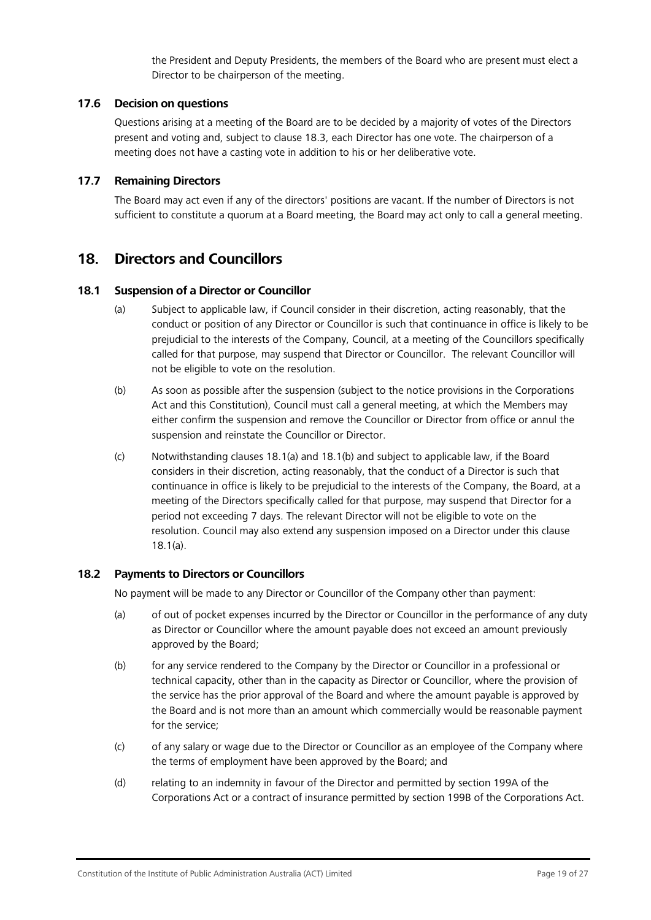the President and Deputy Presidents, the members of the Board who are present must elect a Director to be chairperson of the meeting.

### 17.6 Decision on questions

Questions arising at a meeting of the Board are to be decided by a majority of votes of the Directors present and voting and, subject to clause 18.3, each Director has one vote. The chairperson of a meeting does not have a casting vote in addition to his or her deliberative vote.

### 17.7 Remaining Directors

The Board may act even if any of the directors' positions are vacant. If the number of Directors is not sufficient to constitute a quorum at a Board meeting, the Board may act only to call a general meeting.

## 18. Directors and Councillors

### 18.1 Suspension of a Director or Councillor

(a) Subject to applicable law, if Council consider in their discretion, acting reasonably, that the conduct or position of any Director or Councillor is such that continuance in office is likely to be prejudicial to the interests of the Company, Council, at a meeting of the Councillors specifically called for that purpose, may suspend that Director or Councillor. The relevant Councillor will not be eligible to vote on the resolution.

(b) As soon as possible after the suspension (subject to the notice provisions in the Corporations Act and this Constitution), Council must call a general meeting, at which the Members may either confirm the suspension and remove the Councillor or Director from office or annul the suspension and reinstate the Councillor or Director.

(c) Notwithstanding clauses 18.1(a) and 18.1(b) and subject to applicable law, if the Board considers in their discretion, acting reasonably, that the conduct of a Director is such that continuance in office is likely to be prejudicial to the interests of the Company, the Board, at a meeting of the Directors specifically called for that purpose, may suspend that Director for a period not exceeding 7 days. The relevant Director will not be eligible to vote on the resolution. Council may also extend any suspension imposed on a Director under this clause 18.1(a).

### 18.2 Payments to Directors or Councillors

No payment will be made to any Director or Councillor of the Company other than payment:

(a) of out of pocket expenses incurred by the Director or Councillor in the performance of any duty as Director or Councillor where the amount payable does not exceed an amount previously approved by the Board;

(b) for any service rendered to the Company by the Director or Councillor in a professional or technical capacity, other than in the capacity as Director or Councillor, where the provision of the service has the prior approval of the Board and where the amount payable is approved by the Board and is not more than an amount which commercially would be reasonable payment for the service;

(c) of any salary or wage due to the Director or Councillor as an employee of the Company where the terms of employment have been approved by the Board; and

(d) relating to an indemnity in favour of the Director and permitted by section 199A of the Corporations Act or a contract of insurance permitted by section 199B of the Corporations Act.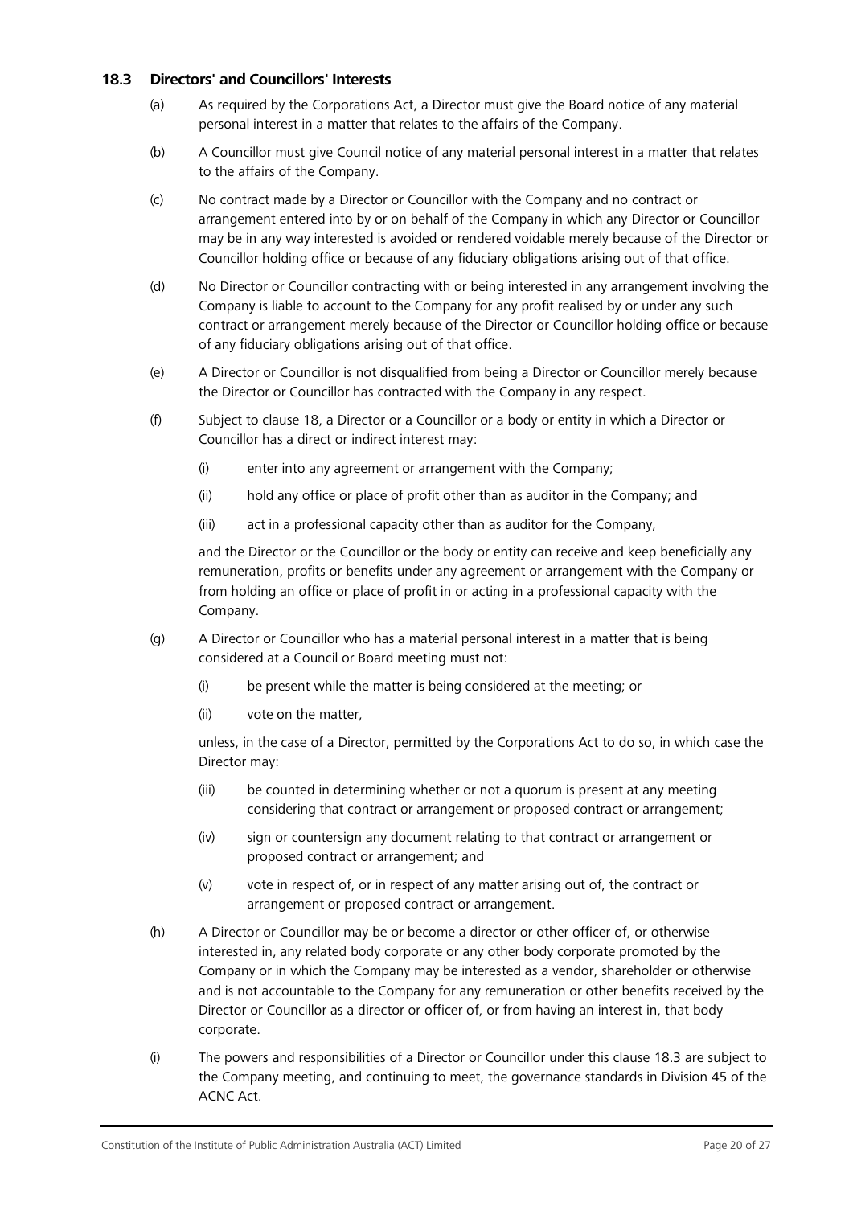### 18.3 Directors' and Councillors' Interests

(a) As required by the Corporations Act, a Director must give the Board notice of any material personal interest in a matter that relates to the affairs of the Company.

(b) A Councillor must give Council notice of any material personal interest in a matter that relates to the affairs of the Company.

(c) No contract made by a Director or Councillor with the Company and no contract or arrangement entered into by or on behalf of the Company in which any Director or Councillor may be in any way interested is avoided or rendered voidable merely because of the Director or Councillor holding office or because of any fiduciary obligations arising out of that office.

(d) No Director or Councillor contracting with or being interested in any arrangement involving the Company is liable to account to the Company for any profit realised by or under any such contract or arrangement merely because of the Director or Councillor holding office or because of any fiduciary obligations arising out of that office.

(e) A Director or Councillor is not disqualified from being a Director or Councillor merely because the Director or Councillor has contracted with the Company in any respect.

(f) Subject to clause 18, a Director or a Councillor or a body or entity in which a Director or Councillor has a direct or indirect interest may:

   (i) enter into any agreement or arrangement with the Company;

   (ii) hold any office or place of profit other than as auditor in the Company; and

   (iii) act in a professional capacity other than as auditor for the Company,

   and the Director or the Councillor or the body or entity can receive and keep beneficially any remuneration, profits or benefits under any agreement or arrangement with the Company or from holding an office or place of profit in or acting in a professional capacity with the Company.

(g) A Director or Councillor who has a material personal interest in a matter that is being considered at a Council or Board meeting must not:

   (i) be present while the matter is being considered at the meeting; or

   (ii) vote on the matter,

   unless, in the case of a Director, permitted by the Corporations Act to do so, in which case the Director may:

   (iii) be counted in determining whether or not a quorum is present at any meeting considering that contract or arrangement or proposed contract or arrangement;

   (iv) sign or countersign any document relating to that contract or arrangement or proposed contract or arrangement; and

   (v) vote in respect of, or in respect of any matter arising out of, the contract or arrangement or proposed contract or arrangement.

(h) A Director or Councillor may be or become a director or other officer of, or otherwise interested in, any related body corporate or any other body corporate promoted by the Company or in which the Company may be interested as a vendor, shareholder or otherwise and is not accountable to the Company for any remuneration or other benefits received by the Director or Councillor as a director or officer of, or from having an interest in, that body corporate.

(i) The powers and responsibilities of a Director or Councillor under this clause 18.3 are subject to the Company meeting, and continuing to meet, the governance standards in Division 45 of the ACNC Act.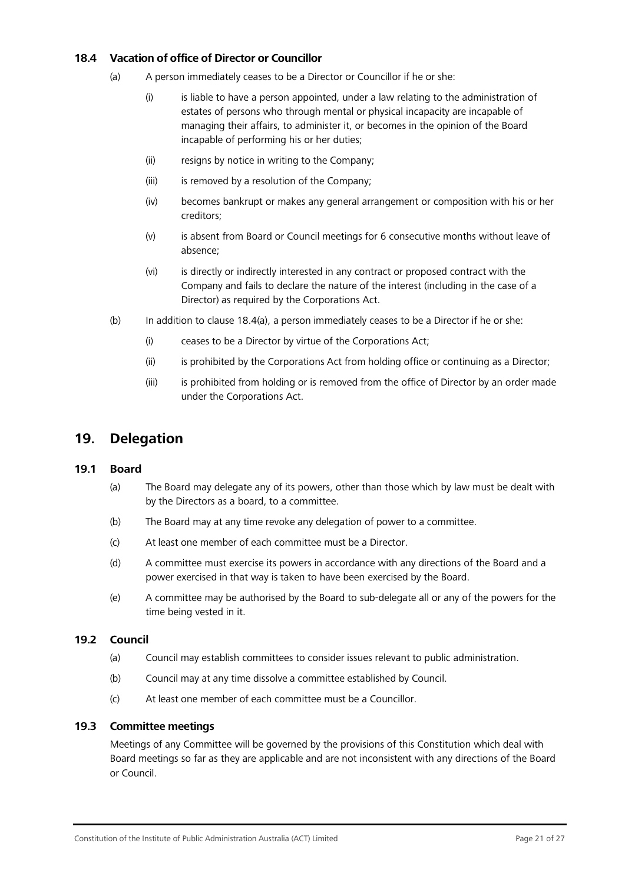### 18.4 Vacation of office of Director or Councillor

(a) A person immediately ceases to be a Director or Councillor if he or she:

(i) is liable to have a person appointed, under a law relating to the administration of estates of persons who through mental or physical incapacity are incapable of managing their affairs, to administer it, or becomes in the opinion of the Board incapable of performing his or her duties;

(ii) resigns by notice in writing to the Company;

(iii) is removed by a resolution of the Company;

(iv) becomes bankrupt or makes any general arrangement or composition with his or her creditors;

(v) is absent from Board or Council meetings for 6 consecutive months without leave of absence;

(vi) is directly or indirectly interested in any contract or proposed contract with the Company and fails to declare the nature of the interest (including in the case of a Director) as required by the Corporations Act.

(b) In addition to clause 18.4(a), a person immediately ceases to be a Director if he or she:

(i) ceases to be a Director by virtue of the Corporations Act;

(ii) is prohibited by the Corporations Act from holding office or continuing as a Director;

(iii) is prohibited from holding or is removed from the office of Director by an order made under the Corporations Act.

## 19. Delegation

### 19.1 Board

(a) The Board may delegate any of its powers, other than those which by law must be dealt with by the Directors as a board, to a committee.

(b) The Board may at any time revoke any delegation of power to a committee.

(c) At least one member of each committee must be a Director.

(d) A committee must exercise its powers in accordance with any directions of the Board and a power exercised in that way is taken to have been exercised by the Board.

(e) A committee may be authorised by the Board to sub-delegate all or any of the powers for the time being vested in it.

### 19.2 Council

(a) Council may establish committees to consider issues relevant to public administration.

(b) Council may at any time dissolve a committee established by Council.

(c) At least one member of each committee must be a Councillor.

### 19.3 Committee meetings

Meetings of any Committee will be governed by the provisions of this Constitution which deal with Board meetings so far as they are applicable and are not inconsistent with any directions of the Board or Council.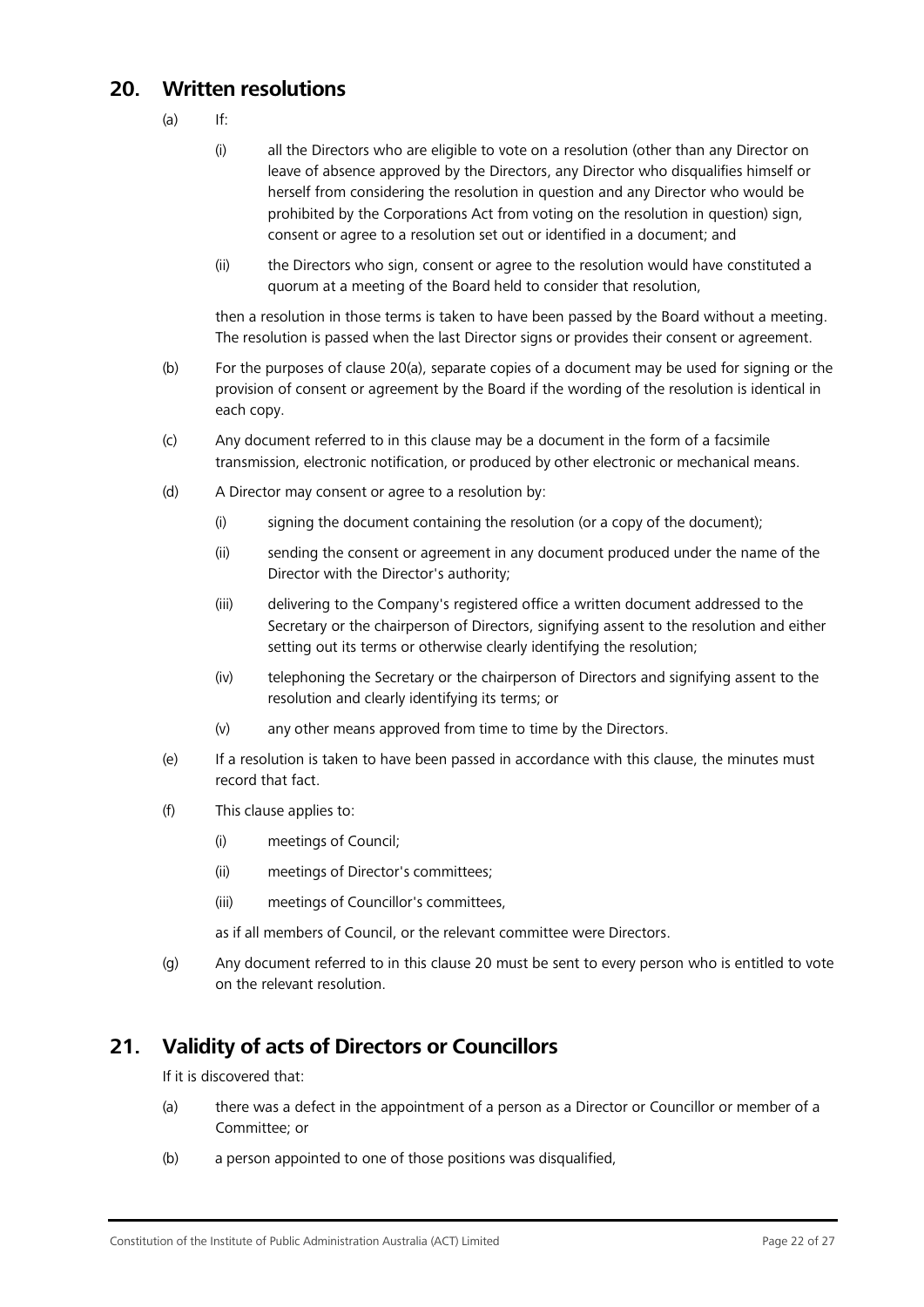## 20. Written resolutions

(a) If:

(i) all the Directors who are eligible to vote on a resolution (other than any Director on leave of absence approved by the Directors, any Director who disqualifies himself or herself from considering the resolution in question and any Director who would be prohibited by the Corporations Act from voting on the resolution in question) sign, consent or agree to a resolution set out or identified in a document; and

(ii) the Directors who sign, consent or agree to the resolution would have constituted a quorum at a meeting of the Board held to consider that resolution,

then a resolution in those terms is taken to have been passed by the Board without a meeting. The resolution is passed when the last Director signs or provides their consent or agreement.

(b) For the purposes of clause 20(a), separate copies of a document may be used for signing or the provision of consent or agreement by the Board if the wording of the resolution is identical in each copy.

(c) Any document referred to in this clause may be a document in the form of a facsimile transmission, electronic notification, or produced by other electronic or mechanical means.

(d) A Director may consent or agree to a resolution by:

(i) signing the document containing the resolution (or a copy of the document);

(ii) sending the consent or agreement in any document produced under the name of the Director with the Director's authority;

(iii) delivering to the Company's registered office a written document addressed to the Secretary or the chairperson of Directors, signifying assent to the resolution and either setting out its terms or otherwise clearly identifying the resolution;

(iv) telephoning the Secretary or the chairperson of Directors and signifying assent to the resolution and clearly identifying its terms; or

(v) any other means approved from time to time by the Directors.

(e) If a resolution is taken to have been passed in accordance with this clause, the minutes must record that fact.

(f) This clause applies to:

(i) meetings of Council;

(ii) meetings of Director's committees;

(iii) meetings of Councillor's committees,

as if all members of Council, or the relevant committee were Directors.

(g) Any document referred to in this clause 20 must be sent to every person who is entitled to vote on the relevant resolution.

## 21. Validity of acts of Directors or Councillors

If it is discovered that:

(a) there was a defect in the appointment of a person as a Director or Councillor or member of a Committee; or

(b) a person appointed to one of those positions was disqualified,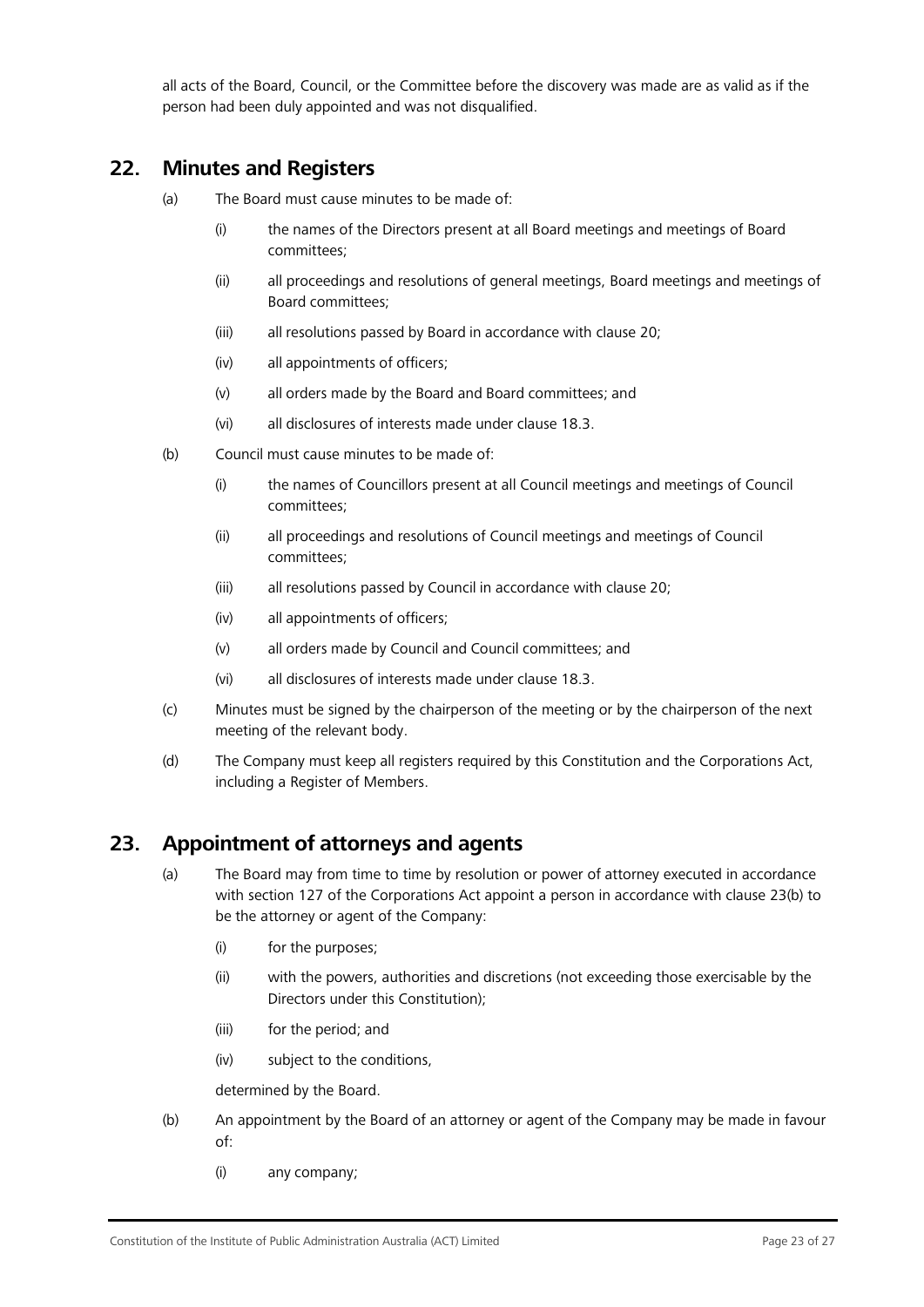all acts of the Board, Council, or the Committee before the discovery was made are as valid as if the person had been duly appointed and was not disqualified.

## 22. Minutes and Registers

(a) The Board must cause minutes to be made of:

  (i) the names of the Directors present at all Board meetings and meetings of Board committees;

  (ii) all proceedings and resolutions of general meetings, Board meetings and meetings of Board committees;

  (iii) all resolutions passed by Board in accordance with clause 20;

  (iv) all appointments of officers;

  (v) all orders made by the Board and Board committees; and

  (vi) all disclosures of interests made under clause 18.3.

(b) Council must cause minutes to be made of:

  (i) the names of Councillors present at all Council meetings and meetings of Council committees;

  (ii) all proceedings and resolutions of Council meetings and meetings of Council committees;

  (iii) all resolutions passed by Council in accordance with clause 20;

  (iv) all appointments of officers;

  (v) all orders made by Council and Council committees; and

  (vi) all disclosures of interests made under clause 18.3.

(c) Minutes must be signed by the chairperson of the meeting or by the chairperson of the next meeting of the relevant body.

(d) The Company must keep all registers required by this Constitution and the Corporations Act, including a Register of Members.

## 23. Appointment of attorneys and agents

(a) The Board may from time to time by resolution or power of attorney executed in accordance with section 127 of the Corporations Act appoint a person in accordance with clause 23(b) to be the attorney or agent of the Company:

  (i) for the purposes;

  (ii) with the powers, authorities and discretions (not exceeding those exercisable by the Directors under this Constitution);

  (iii) for the period; and

  (iv) subject to the conditions,

  determined by the Board.

(b) An appointment by the Board of an attorney or agent of the Company may be made in favour of:

  (i) any company;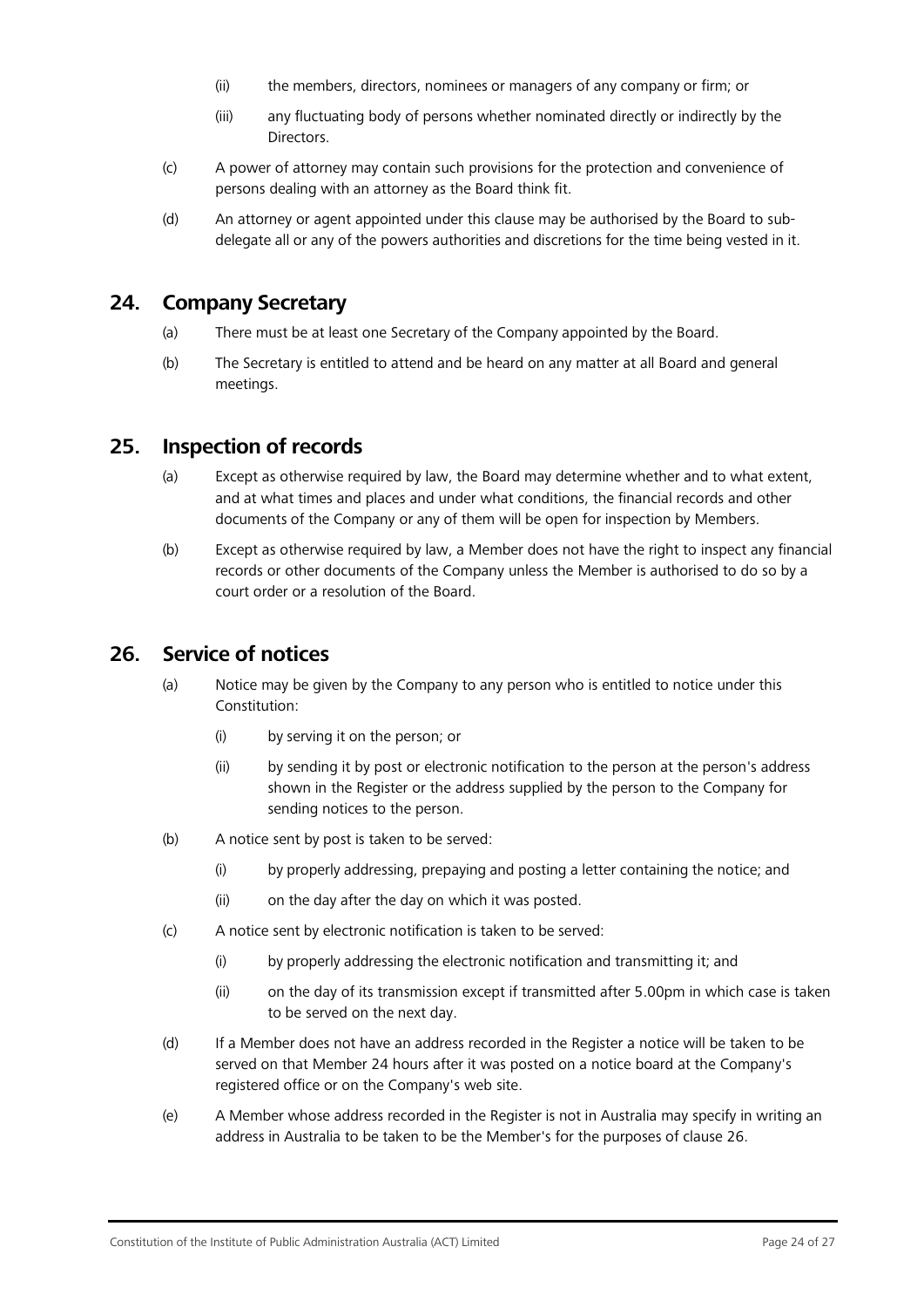(ii) the members, directors, nominees or managers of any company or firm; or

(iii) any fluctuating body of persons whether nominated directly or indirectly by the Directors.

(c) A power of attorney may contain such provisions for the protection and convenience of persons dealing with an attorney as the Board think fit.

(d) An attorney or agent appointed under this clause may be authorised by the Board to sub-delegate all or any of the powers authorities and discretions for the time being vested in it.

## 24. Company Secretary

(a) There must be at least one Secretary of the Company appointed by the Board.

(b) The Secretary is entitled to attend and be heard on any matter at all Board and general meetings.

## 25. Inspection of records

(a) Except as otherwise required by law, the Board may determine whether and to what extent, and at what times and places and under what conditions, the financial records and other documents of the Company or any of them will be open for inspection by Members.

(b) Except as otherwise required by law, a Member does not have the right to inspect any financial records or other documents of the Company unless the Member is authorised to do so by a court order or a resolution of the Board.

## 26. Service of notices

(a) Notice may be given by the Company to any person who is entitled to notice under this Constitution:

(i) by serving it on the person; or

(ii) by sending it by post or electronic notification to the person at the person's address shown in the Register or the address supplied by the person to the Company for sending notices to the person.

(b) A notice sent by post is taken to be served:

(i) by properly addressing, prepaying and posting a letter containing the notice; and

(ii) on the day after the day on which it was posted.

(c) A notice sent by electronic notification is taken to be served:

(i) by properly addressing the electronic notification and transmitting it; and

(ii) on the day of its transmission except if transmitted after 5.00pm in which case is taken to be served on the next day.

(d) If a Member does not have an address recorded in the Register a notice will be taken to be served on that Member 24 hours after it was posted on a notice board at the Company's registered office or on the Company's web site.

(e) A Member whose address recorded in the Register is not in Australia may specify in writing an address in Australia to be taken to be the Member's for the purposes of clause 26.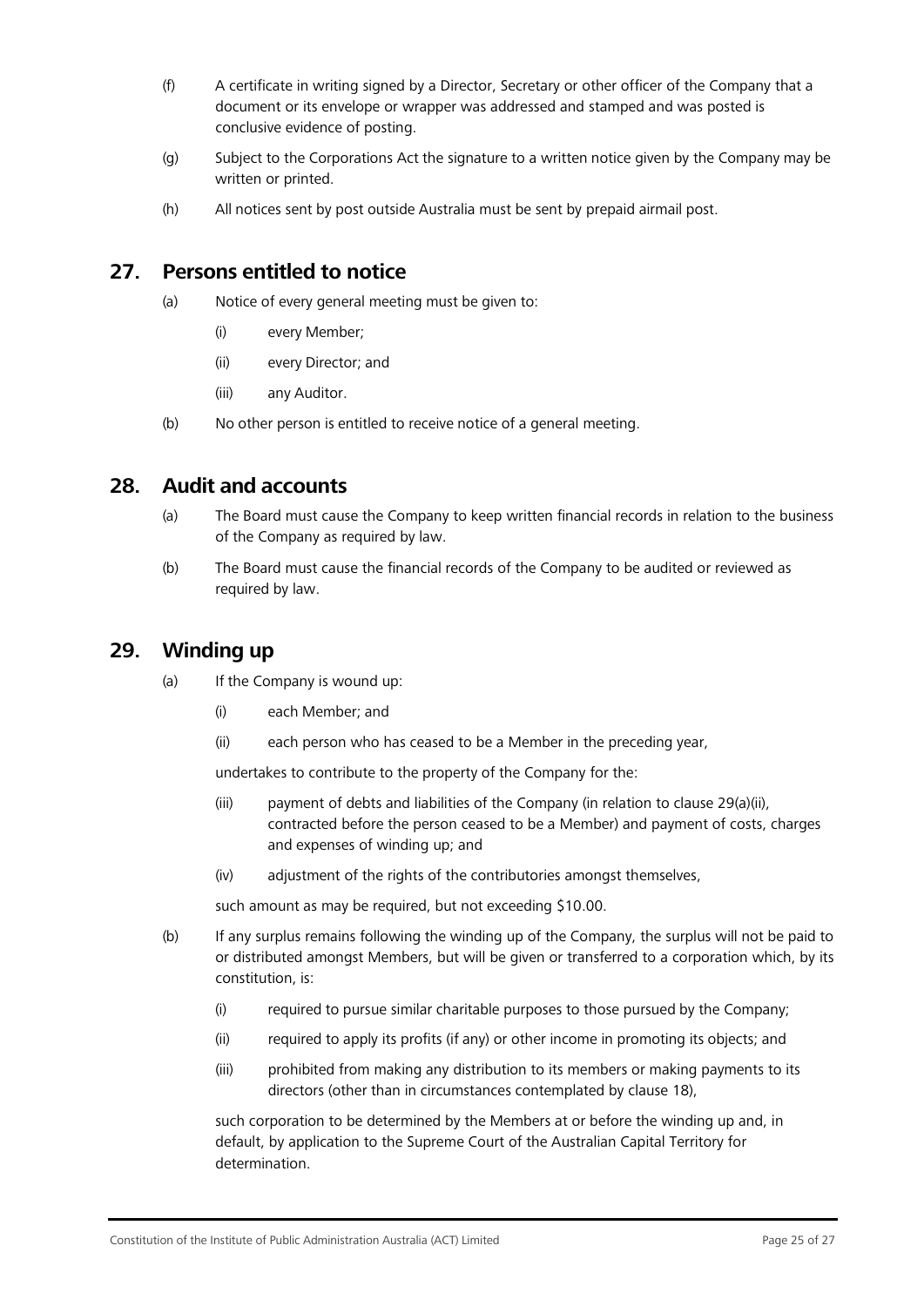(f) A certificate in writing signed by a Director, Secretary or other officer of the Company that a document or its envelope or wrapper was addressed and stamped and was posted is conclusive evidence of posting.

(g) Subject to the Corporations Act the signature to a written notice given by the Company may be written or printed.

(h) All notices sent by post outside Australia must be sent by prepaid airmail post.

## 27. Persons entitled to notice

(a) Notice of every general meeting must be given to:

  (i) every Member;

  (ii) every Director; and

  (iii) any Auditor.

(b) No other person is entitled to receive notice of a general meeting.

## 28. Audit and accounts

(a) The Board must cause the Company to keep written financial records in relation to the business of the Company as required by law.

(b) The Board must cause the financial records of the Company to be audited or reviewed as required by law.

## 29. Winding up

(a) If the Company is wound up:

  (i) each Member; and

  (ii) each person who has ceased to be a Member in the preceding year,

undertakes to contribute to the property of the Company for the:

  (iii) payment of debts and liabilities of the Company (in relation to clause 29(a)(ii), contracted before the person ceased to be a Member) and payment of costs, charges and expenses of winding up; and

  (iv) adjustment of the rights of the contributories amongst themselves,

such amount as may be required, but not exceeding $10.00.

(b) If any surplus remains following the winding up of the Company, the surplus will not be paid to or distributed amongst Members, but will be given or transferred to a corporation which, by its constitution, is:

  (i) required to pursue similar charitable purposes to those pursued by the Company;

  (ii) required to apply its profits (if any) or other income in promoting its objects; and

  (iii) prohibited from making any distribution to its members or making payments to its directors (other than in circumstances contemplated by clause 18),

such corporation to be determined by the Members at or before the winding up and, in default, by application to the Supreme Court of the Australian Capital Territory for determination.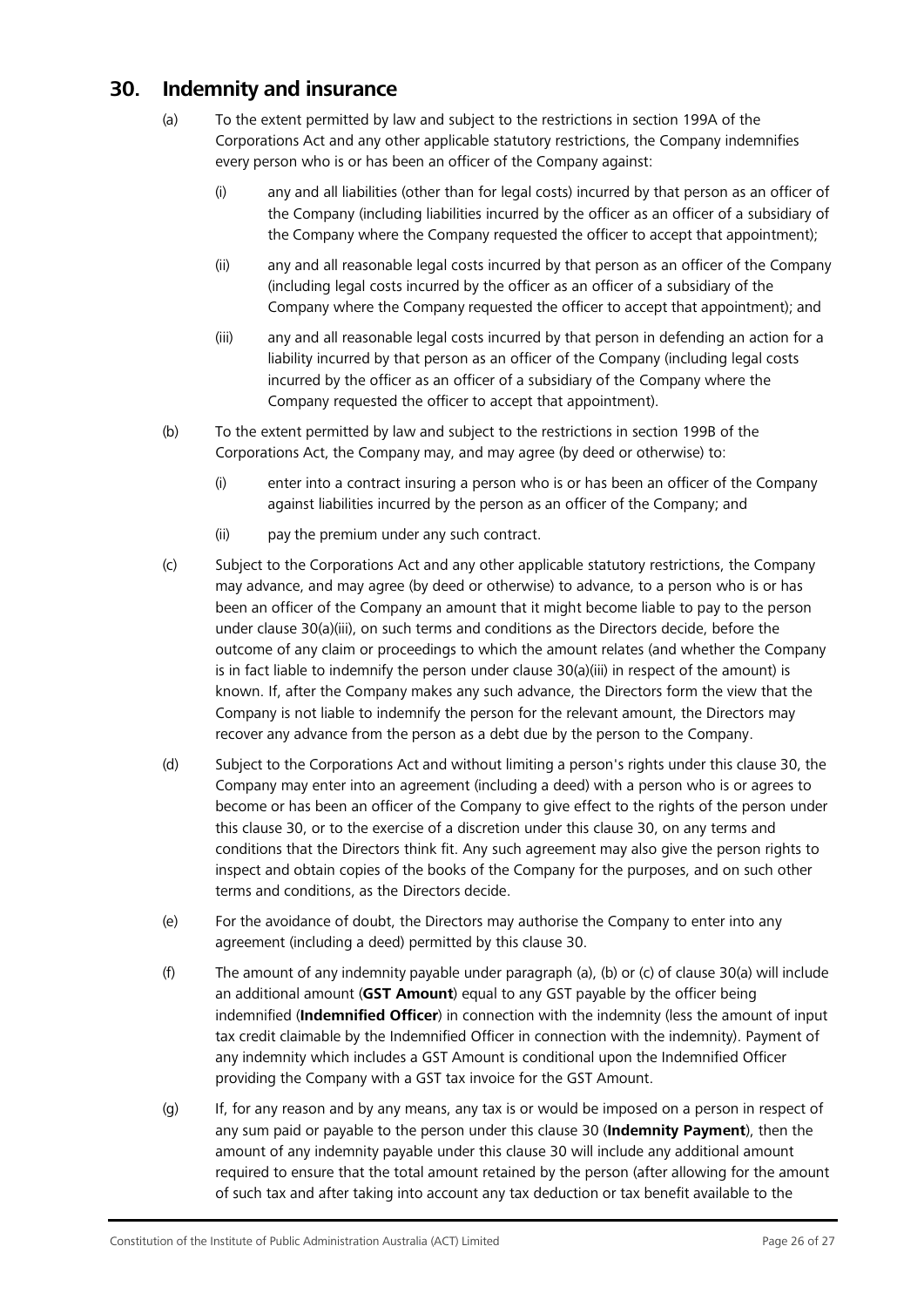## 30. Indemnity and insurance

(a) To the extent permitted by law and subject to the restrictions in section 199A of the Corporations Act and any other applicable statutory restrictions, the Company indemnifies every person who is or has been an officer of the Company against:

(i) any and all liabilities (other than for legal costs) incurred by that person as an officer of the Company (including liabilities incurred by the officer as an officer of a subsidiary of the Company where the Company requested the officer to accept that appointment);

(ii) any and all reasonable legal costs incurred by that person as an officer of the Company (including legal costs incurred by the officer as an officer of a subsidiary of the Company where the Company requested the officer to accept that appointment); and

(iii) any and all reasonable legal costs incurred by that person in defending an action for a liability incurred by that person as an officer of the Company (including legal costs incurred by the officer as an officer of a subsidiary of the Company where the Company requested the officer to accept that appointment).

(b) To the extent permitted by law and subject to the restrictions in section 199B of the Corporations Act, the Company may, and may agree (by deed or otherwise) to:

(i) enter into a contract insuring a person who is or has been an officer of the Company against liabilities incurred by the person as an officer of the Company; and

(ii) pay the premium under any such contract.

(c) Subject to the Corporations Act and any other applicable statutory restrictions, the Company may advance, and may agree (by deed or otherwise) to advance, to a person who is or has been an officer of the Company an amount that it might become liable to pay to the person under clause 30(a)(iii), on such terms and conditions as the Directors decide, before the outcome of any claim or proceedings to which the amount relates (and whether the Company is in fact liable to indemnify the person under clause 30(a)(iii) in respect of the amount) is known. If, after the Company makes any such advance, the Directors form the view that the Company is not liable to indemnify the person for the relevant amount, the Directors may recover any advance from the person as a debt due by the person to the Company.

(d) Subject to the Corporations Act and without limiting a person's rights under this clause 30, the Company may enter into an agreement (including a deed) with a person who is or agrees to become or has been an officer of the Company to give effect to the rights of the person under this clause 30, or to the exercise of a discretion under this clause 30, on any terms and conditions that the Directors think fit. Any such agreement may also give the person rights to inspect and obtain copies of the books of the Company for the purposes, and on such other terms and conditions, as the Directors decide.

(e) For the avoidance of doubt, the Directors may authorise the Company to enter into any agreement (including a deed) permitted by this clause 30.

(f) The amount of any indemnity payable under paragraph (a), (b) or (c) of clause 30(a) will include an additional amount (**GST Amount**) equal to any GST payable by the officer being indemnified (**Indemnified Officer**) in connection with the indemnity (less the amount of input tax credit claimable by the Indemnified Officer in connection with the indemnity). Payment of any indemnity which includes a GST Amount is conditional upon the Indemnified Officer providing the Company with a GST tax invoice for the GST Amount.

(g) If, for any reason and by any means, any tax is or would be imposed on a person in respect of any sum paid or payable to the person under this clause 30 (**Indemnity Payment**), then the amount of any indemnity payable under this clause 30 will include any additional amount required to ensure that the total amount retained by the person (after allowing for the amount of such tax and after taking into account any tax deduction or tax benefit available to the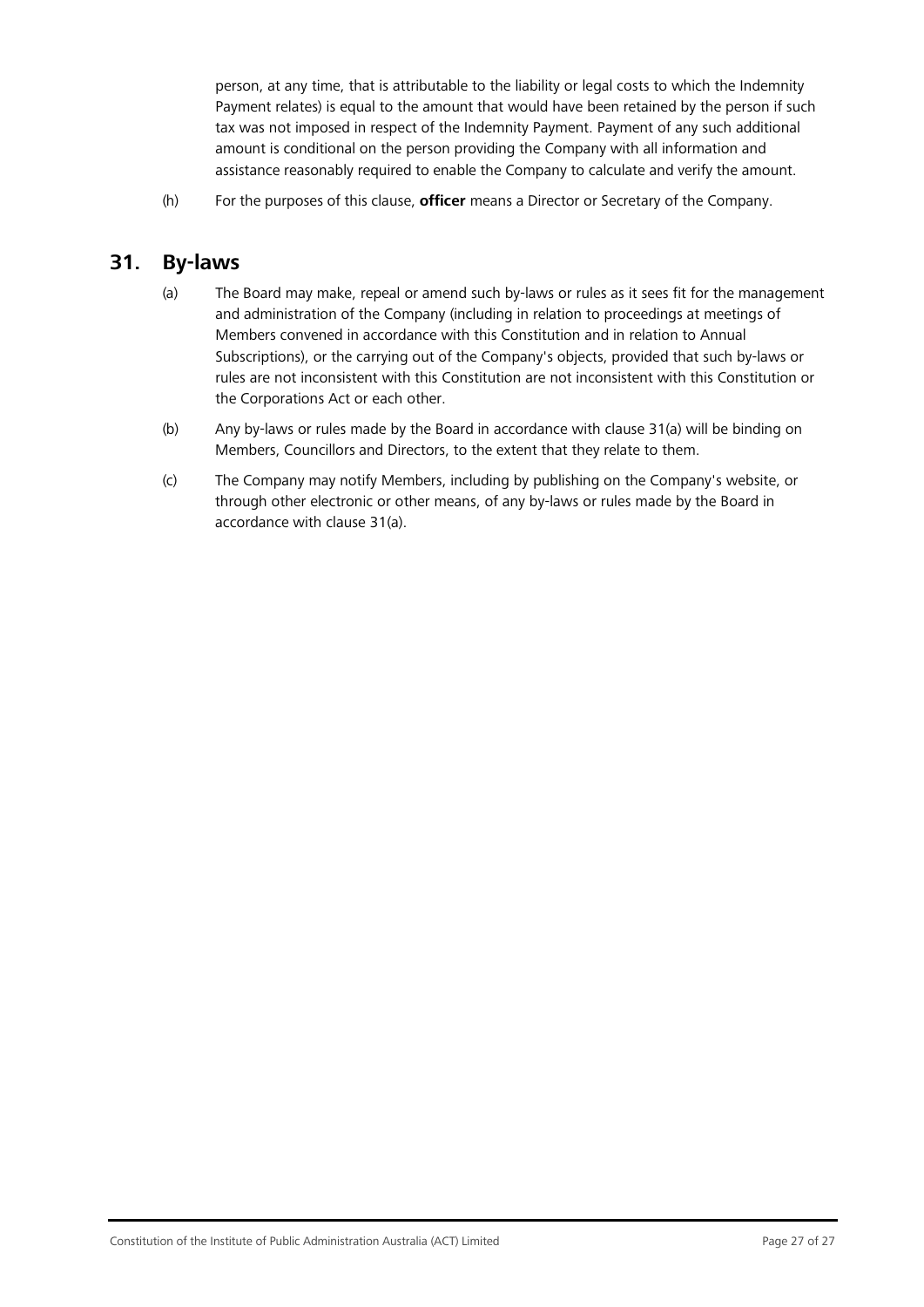person, at any time, that is attributable to the liability or legal costs to which the Indemnity Payment relates) is equal to the amount that would have been retained by the person if such tax was not imposed in respect of the Indemnity Payment. Payment of any such additional amount is conditional on the person providing the Company with all information and assistance reasonably required to enable the Company to calculate and verify the amount.

(h) For the purposes of this clause, **officer** means a Director or Secretary of the Company.

## 31. By-laws

(a) The Board may make, repeal or amend such by-laws or rules as it sees fit for the management and administration of the Company (including in relation to proceedings at meetings of Members convened in accordance with this Constitution and in relation to Annual Subscriptions), or the carrying out of the Company's objects, provided that such by-laws or rules are not inconsistent with this Constitution are not inconsistent with this Constitution or the Corporations Act or each other.

(b) Any by-laws or rules made by the Board in accordance with clause 31(a) will be binding on Members, Councillors and Directors, to the extent that they relate to them.

(c) The Company may notify Members, including by publishing on the Company's website, or through other electronic or other means, of any by-laws or rules made by the Board in accordance with clause 31(a).